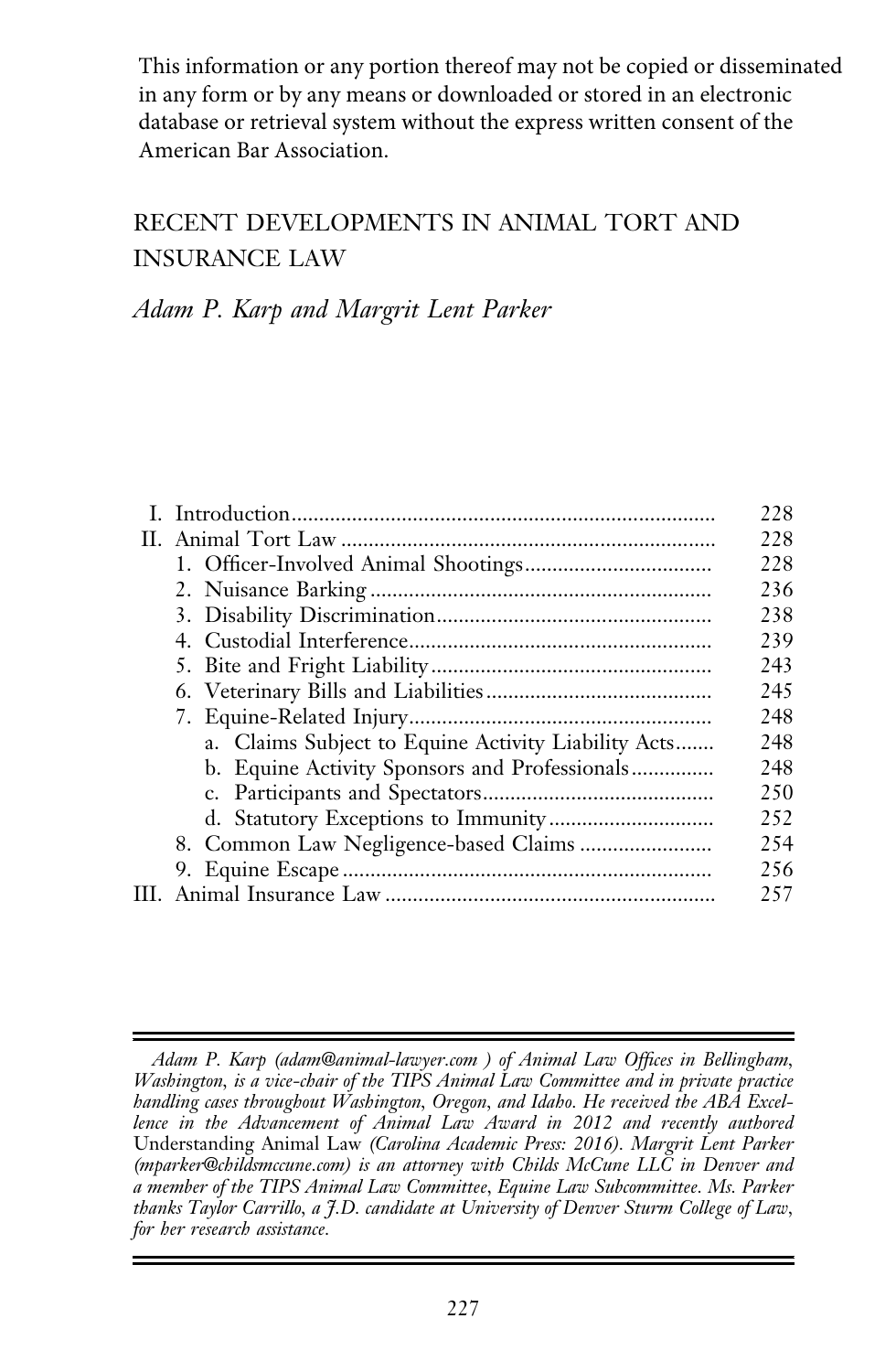This information or any portion thereof may not be copied or disseminated in any form or by any means or downloaded or stored in an electronic database or retrieval system without the express written consent of the American Bar Association.

# RECENT DEVELOPMENTS IN ANIMAL TORT AND INSURANCE LAW

*Adam P. Karp and Margrit Lent Parker*

| | |
|---|---|
| I. Introduction | 228 |
| II. Animal Tort Law | 228 |
| 1. Officer-Involved Animal Shootings | 228 |
| 2. Nuisance Barking | 236 |
| 3. Disability Discrimination | 238 |
| 4. Custodial Interference | 239 |
| 5. Bite and Fright Liability | 243 |
| 6. Veterinary Bills and Liabilities | 245 |
| 7. Equine-Related Injury | 248 |
| a. Claims Subject to Equine Activity Liability Acts | 248 |
| b. Equine Activity Sponsors and Professionals | 248 |
| c. Participants and Spectators | 250 |
| d. Statutory Exceptions to Immunity | 252 |
| 8. Common Law Negligence-based Claims | 254 |
| 9. Equine Escape | 256 |
| III. Animal Insurance Law | 257 |

---

*Adam P. Karp (adam@animal-lawyer.com ) of Animal Law Offices in Bellingham, Washington, is a vice-chair of the TIPS Animal Law Committee and in private practice handling cases throughout Washington, Oregon, and Idaho. He received the ABA Excellence in the Advancement of Animal Law Award in 2012 and recently authored* Understanding Animal Law *(Carolina Academic Press: 2016). Margrit Lent Parker (mparker@childsmccune.com) is an attorney with Childs McCune LLC in Denver and a member of the TIPS Animal Law Committee, Equine Law Subcommittee. Ms. Parker thanks Taylor Carrillo, a J.D. candidate at University of Denver Sturm College of Law, for her research assistance.*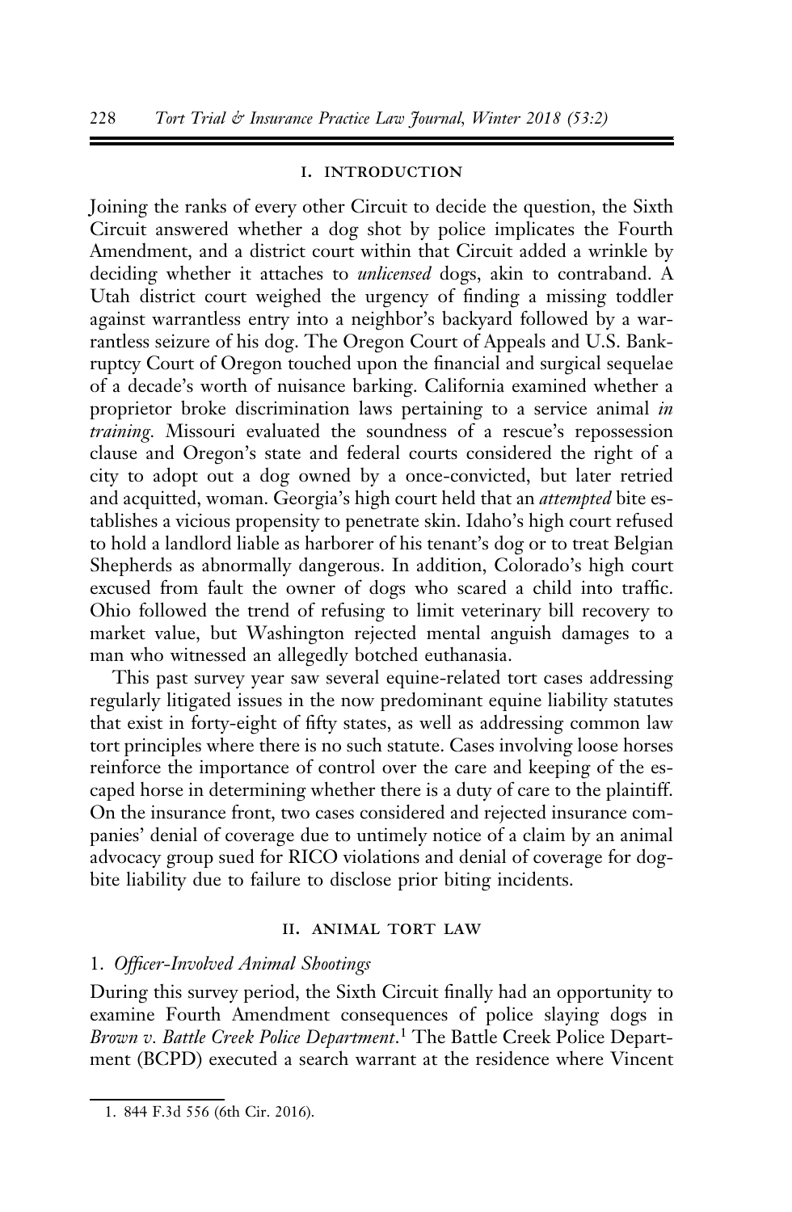## I. INTRODUCTION

Joining the ranks of every other Circuit to decide the question, the Sixth Circuit answered whether a dog shot by police implicates the Fourth Amendment, and a district court within that Circuit added a wrinkle by deciding whether it attaches to *unlicensed* dogs, akin to contraband. A Utah district court weighed the urgency of finding a missing toddler against warrantless entry into a neighbor's backyard followed by a warrantless seizure of his dog. The Oregon Court of Appeals and U.S. Bankruptcy Court of Oregon touched upon the financial and surgical sequelae of a decade's worth of nuisance barking. California examined whether a proprietor broke discrimination laws pertaining to a service animal *in training*. Missouri evaluated the soundness of a rescue's repossession clause and Oregon's state and federal courts considered the right of a city to adopt out a dog owned by a once-convicted, but later retried and acquitted, woman. Georgia's high court held that an *attempted* bite establishes a vicious propensity to penetrate skin. Idaho's high court refused to hold a landlord liable as harborer of his tenant's dog or to treat Belgian Shepherds as abnormally dangerous. In addition, Colorado's high court excused from fault the owner of dogs who scared a child into traffic. Ohio followed the trend of refusing to limit veterinary bill recovery to market value, but Washington rejected mental anguish damages to a man who witnessed an allegedly botched euthanasia.

This past survey year saw several equine-related tort cases addressing regularly litigated issues in the now predominant equine liability statutes that exist in forty-eight of fifty states, as well as addressing common law tort principles where there is no such statute. Cases involving loose horses reinforce the importance of control over the care and keeping of the escaped horse in determining whether there is a duty of care to the plaintiff. On the insurance front, two cases considered and rejected insurance companies' denial of coverage due to untimely notice of a claim by an animal advocacy group sued for RICO violations and denial of coverage for dog-bite liability due to failure to disclose prior biting incidents.

## II. ANIMAL TORT LAW

### 1. *Officer-Involved Animal Shootings*

During this survey period, the Sixth Circuit finally had an opportunity to examine Fourth Amendment consequences of police slaying dogs in *Brown v. Battle Creek Police Department*.[1] The Battle Creek Police Department (BCPD) executed a search warrant at the residence where Vincent

1. 844 F.3d 556 (6th Cir. 2016).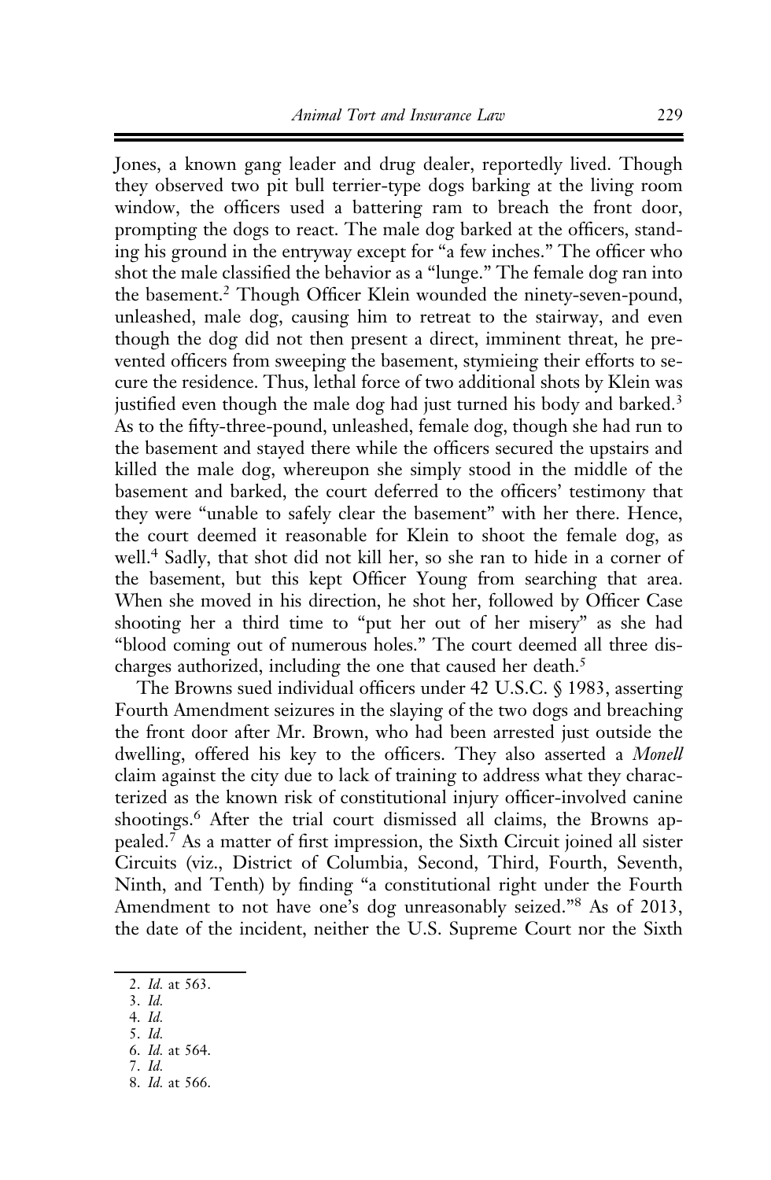Jones, a known gang leader and drug dealer, reportedly lived. Though they observed two pit bull terrier-type dogs barking at the living room window, the officers used a battering ram to breach the front door, prompting the dogs to react. The male dog barked at the officers, standing his ground in the entryway except for "a few inches." The officer who shot the male classified the behavior as a "lunge." The female dog ran into the basement.[2] Though Officer Klein wounded the ninety-seven-pound, unleashed, male dog, causing him to retreat to the stairway, and even though the dog did not then present a direct, imminent threat, he prevented officers from sweeping the basement, stymieing their efforts to secure the residence. Thus, lethal force of two additional shots by Klein was justified even though the male dog had just turned his body and barked.[3] As to the fifty-three-pound, unleashed, female dog, though she had run to the basement and stayed there while the officers secured the upstairs and killed the male dog, whereupon she simply stood in the middle of the basement and barked, the court deferred to the officers' testimony that they were "unable to safely clear the basement" with her there. Hence, the court deemed it reasonable for Klein to shoot the female dog, as well.[4] Sadly, that shot did not kill her, so she ran to hide in a corner of the basement, but this kept Officer Young from searching that area. When she moved in his direction, he shot her, followed by Officer Case shooting her a third time to "put her out of her misery" as she had "blood coming out of numerous holes." The court deemed all three discharges authorized, including the one that caused her death.[5]

The Browns sued individual officers under 42 U.S.C. § 1983, asserting Fourth Amendment seizures in the slaying of the two dogs and breaching the front door after Mr. Brown, who had been arrested just outside the dwelling, offered his key to the officers. They also asserted a *Monell* claim against the city due to lack of training to address what they characterized as the known risk of constitutional injury officer-involved canine shootings.[6] After the trial court dismissed all claims, the Browns appealed.[7] As a matter of first impression, the Sixth Circuit joined all sister Circuits (viz., District of Columbia, Second, Third, Fourth, Seventh, Ninth, and Tenth) by finding "a constitutional right under the Fourth Amendment to not have one's dog unreasonably seized."[8] As of 2013, the date of the incident, neither the U.S. Supreme Court nor the Sixth

---

2. *Id.* at 563.
3. *Id.*
4. *Id.*
5. *Id.*
6. *Id.* at 564.
7. *Id.*
8. *Id.* at 566.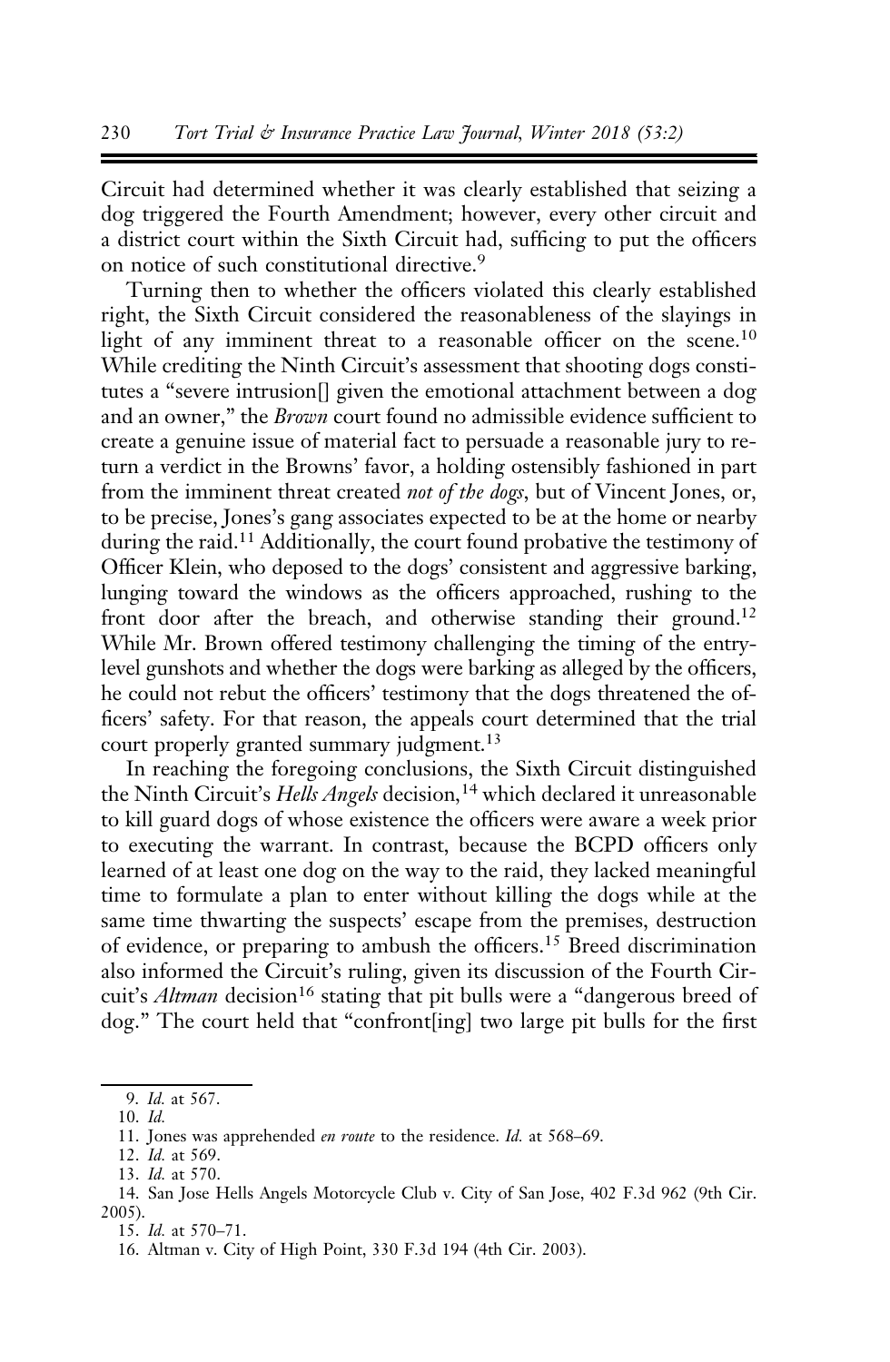Circuit had determined whether it was clearly established that seizing a dog triggered the Fourth Amendment; however, every other circuit and a district court within the Sixth Circuit had, sufficing to put the officers on notice of such constitutional directive.[9]

Turning then to whether the officers violated this clearly established right, the Sixth Circuit considered the reasonableness of the slayings in light of any imminent threat to a reasonable officer on the scene.[10] While crediting the Ninth Circuit's assessment that shooting dogs constitutes a "severe intrusion[] given the emotional attachment between a dog and an owner," the *Brown* court found no admissible evidence sufficient to create a genuine issue of material fact to persuade a reasonable jury to return a verdict in the Browns' favor, a holding ostensibly fashioned in part from the imminent threat created *not of the dogs*, but of Vincent Jones, or, to be precise, Jones's gang associates expected to be at the home or nearby during the raid.[11] Additionally, the court found probative the testimony of Officer Klein, who deposed to the dogs' consistent and aggressive barking, lunging toward the windows as the officers approached, rushing to the front door after the breach, and otherwise standing their ground.[12] While Mr. Brown offered testimony challenging the timing of the entry-level gunshots and whether the dogs were barking as alleged by the officers, he could not rebut the officers' testimony that the dogs threatened the officers' safety. For that reason, the appeals court determined that the trial court properly granted summary judgment.[13]

In reaching the foregoing conclusions, the Sixth Circuit distinguished the Ninth Circuit's *Hells Angels* decision,[14] which declared it unreasonable to kill guard dogs of whose existence the officers were aware a week prior to executing the warrant. In contrast, because the BCPD officers only learned of at least one dog on the way to the raid, they lacked meaningful time to formulate a plan to enter without killing the dogs while at the same time thwarting the suspects' escape from the premises, destruction of evidence, or preparing to ambush the officers.[15] Breed discrimination also informed the Circuit's ruling, given its discussion of the Fourth Circuit's *Altman* decision[16] stating that pit bulls were a "dangerous breed of dog." The court held that "confront[ing] two large pit bulls for the first

---

9. *Id.* at 567.

10. *Id.*

11. Jones was apprehended *en route* to the residence. *Id.* at 568–69.

12. *Id.* at 569.

13. *Id.* at 570.

14. San Jose Hells Angels Motorcycle Club v. City of San Jose, 402 F.3d 962 (9th Cir. 2005).

15. *Id.* at 570–71.

16. Altman v. City of High Point, 330 F.3d 194 (4th Cir. 2003).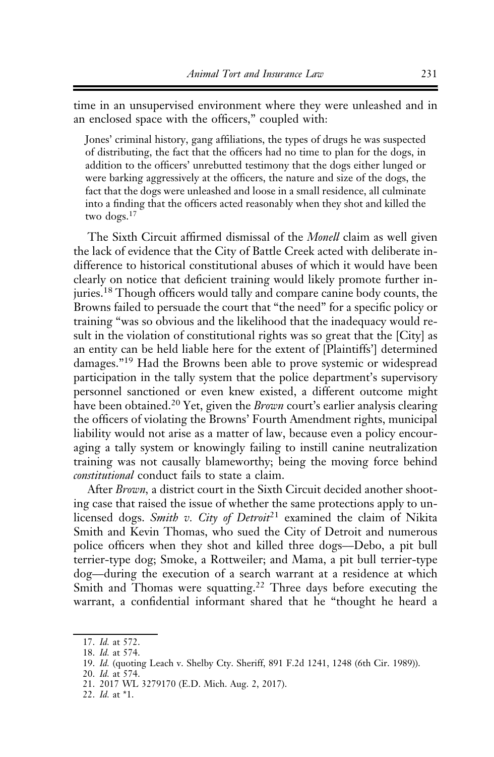time in an unsupervised environment where they were unleashed and in an enclosed space with the officers," coupled with:

> Jones' criminal history, gang affiliations, the types of drugs he was suspected of distributing, the fact that the officers had no time to plan for the dogs, in addition to the officers' unrebutted testimony that the dogs either lunged or were barking aggressively at the officers, the nature and size of the dogs, the fact that the dogs were unleashed and loose in a small residence, all culminate into a finding that the officers acted reasonably when they shot and killed the two dogs.[17]

The Sixth Circuit affirmed dismissal of the *Monell* claim as well given the lack of evidence that the City of Battle Creek acted with deliberate indifference to historical constitutional abuses of which it would have been clearly on notice that deficient training would likely promote further injuries.[18] Though officers would tally and compare canine body counts, the Browns failed to persuade the court that "the need" for a specific policy or training "was so obvious and the likelihood that the inadequacy would result in the violation of constitutional rights was so great that the [City] as an entity can be held liable here for the extent of [Plaintiffs'] determined damages."[19] Had the Browns been able to prove systemic or widespread participation in the tally system that the police department's supervisory personnel sanctioned or even knew existed, a different outcome might have been obtained.[20] Yet, given the *Brown* court's earlier analysis clearing the officers of violating the Browns' Fourth Amendment rights, municipal liability would not arise as a matter of law, because even a policy encouraging a tally system or knowingly failing to instill canine neutralization training was not causally blameworthy; being the moving force behind *constitutional* conduct fails to state a claim.

After *Brown*, a district court in the Sixth Circuit decided another shooting case that raised the issue of whether the same protections apply to unlicensed dogs. *Smith v. City of Detroit*[21] examined the claim of Nikita Smith and Kevin Thomas, who sued the City of Detroit and numerous police officers when they shot and killed three dogs—Debo, a pit bull terrier-type dog; Smoke, a Rottweiler; and Mama, a pit bull terrier-type dog—during the execution of a search warrant at a residence at which Smith and Thomas were squatting.[22] Three days before executing the warrant, a confidential informant shared that he "thought he heard a

---

17. *Id.* at 572.
18. *Id.* at 574.
19. *Id.* (quoting Leach v. Shelby Cty. Sheriff, 891 F.2d 1241, 1248 (6th Cir. 1989)).
20. *Id.* at 574.
21. 2017 WL 3279170 (E.D. Mich. Aug. 2, 2017).
22. *Id.* at *1.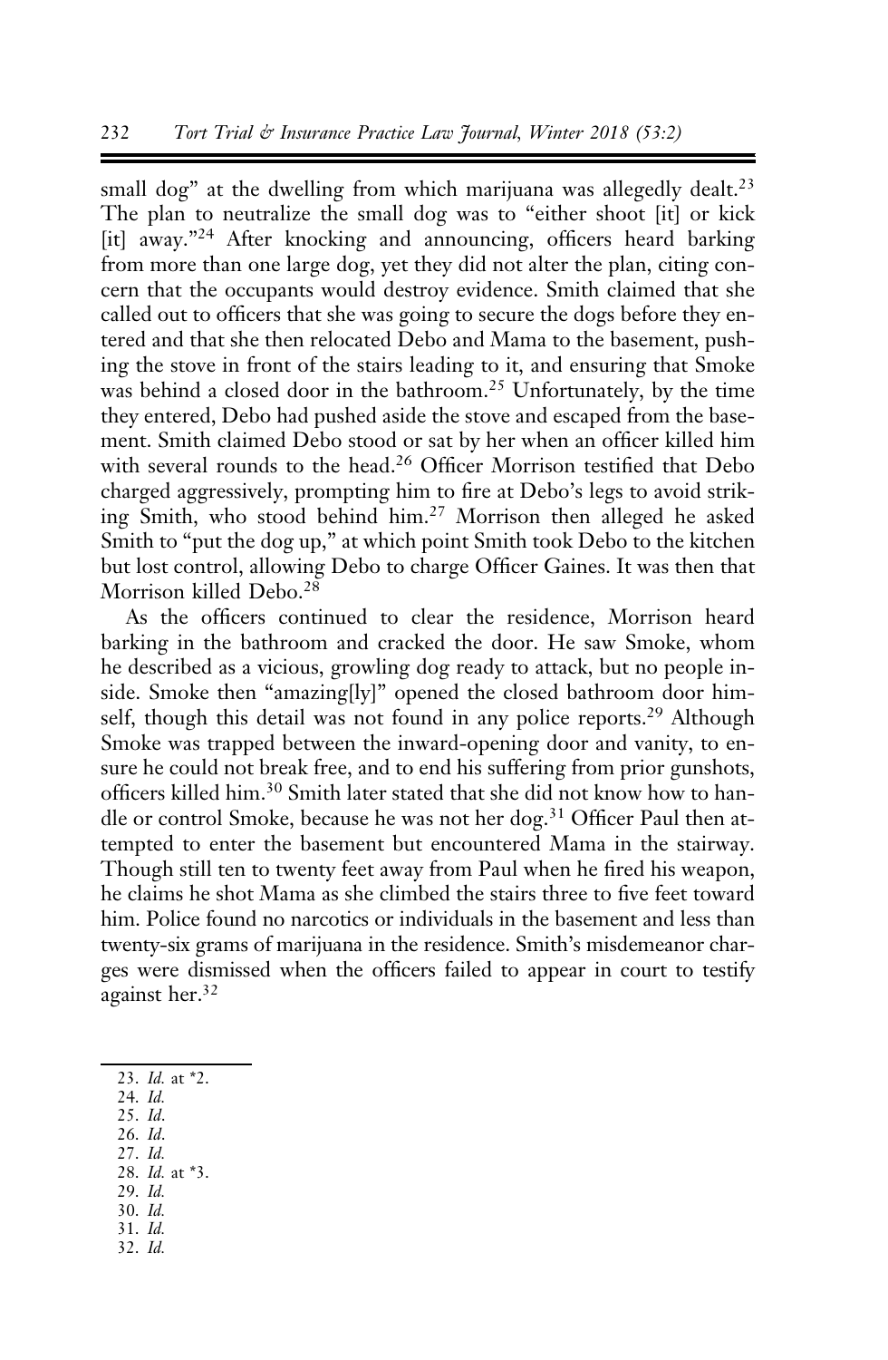small dog" at the dwelling from which marijuana was allegedly dealt.[23] The plan to neutralize the small dog was to "either shoot [it] or kick [it] away."[24] After knocking and announcing, officers heard barking from more than one large dog, yet they did not alter the plan, citing concern that the occupants would destroy evidence. Smith claimed that she called out to officers that she was going to secure the dogs before they entered and that she then relocated Debo and Mama to the basement, pushing the stove in front of the stairs leading to it, and ensuring that Smoke was behind a closed door in the bathroom.[25] Unfortunately, by the time they entered, Debo had pushed aside the stove and escaped from the basement. Smith claimed Debo stood or sat by her when an officer killed him with several rounds to the head.[26] Officer Morrison testified that Debo charged aggressively, prompting him to fire at Debo's legs to avoid striking Smith, who stood behind him.[27] Morrison then alleged he asked Smith to "put the dog up," at which point Smith took Debo to the kitchen but lost control, allowing Debo to charge Officer Gaines. It was then that Morrison killed Debo.[28]

As the officers continued to clear the residence, Morrison heard barking in the bathroom and cracked the door. He saw Smoke, whom he described as a vicious, growling dog ready to attack, but no people inside. Smoke then "amazing[ly]" opened the closed bathroom door himself, though this detail was not found in any police reports.[29] Although Smoke was trapped between the inward-opening door and vanity, to ensure he could not break free, and to end his suffering from prior gunshots, officers killed him.[30] Smith later stated that she did not know how to handle or control Smoke, because he was not her dog.[31] Officer Paul then attempted to enter the basement but encountered Mama in the stairway. Though still ten to twenty feet away from Paul when he fired his weapon, he claims he shot Mama as she climbed the stairs three to five feet toward him. Police found no narcotics or individuals in the basement and less than twenty-six grams of marijuana in the residence. Smith's misdemeanor charges were dismissed when the officers failed to appear in court to testify against her.[32]

---

23. *Id.* at *2.
24. *Id.*
25. *Id.*
26. *Id.*
27. *Id.*
28. *Id.* at *3.
29. *Id.*
30. *Id.*
31. *Id.*
32. *Id.*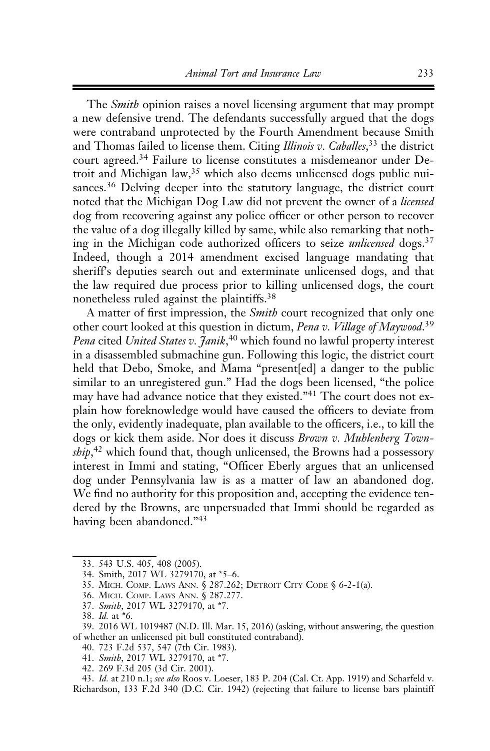The *Smith* opinion raises a novel licensing argument that may prompt a new defensive trend. The defendants successfully argued that the dogs were contraband unprotected by the Fourth Amendment because Smith and Thomas failed to license them. Citing *Illinois v. Caballes*,[33] the district court agreed.[34] Failure to license constitutes a misdemeanor under Detroit and Michigan law,[35] which also deems unlicensed dogs public nuisances.[36] Delving deeper into the statutory language, the district court noted that the Michigan Dog Law did not prevent the owner of a *licensed* dog from recovering against any police officer or other person to recover the value of a dog illegally killed by same, while also remarking that nothing in the Michigan code authorized officers to seize *unlicensed* dogs.[37] Indeed, though a 2014 amendment excised language mandating that sheriff's deputies search out and exterminate unlicensed dogs, and that the law required due process prior to killing unlicensed dogs, the court nonetheless ruled against the plaintiffs.[38]

A matter of first impression, the *Smith* court recognized that only one other court looked at this question in dictum, *Pena v. Village of Maywood*.[39] *Pena* cited *United States v. Janik*,[40] which found no lawful property interest in a disassembled submachine gun. Following this logic, the district court held that Debo, Smoke, and Mama "present[ed] a danger to the public similar to an unregistered gun." Had the dogs been licensed, "the police may have had advance notice that they existed."[41] The court does not explain how foreknowledge would have caused the officers to deviate from the only, evidently inadequate, plan available to the officers, i.e., to kill the dogs or kick them aside. Nor does it discuss *Brown v. Muhlenberg Township*,[42] which found that, though unlicensed, the Browns had a possessory interest in Immi and stating, "Officer Eberly argues that an unlicensed dog under Pennsylvania law is as a matter of law an abandoned dog. We find no authority for this proposition and, accepting the evidence tendered by the Browns, are unpersuaded that Immi should be regarded as having been abandoned."[43]

---

33. 543 U.S. 405, 408 (2005).
34. Smith, 2017 WL 3279170, at *5–6.
35. MICH. COMP. LAWS ANN. § 287.262; DETROIT CITY CODE § 6-2-1(a).
36. MICH. COMP. LAWS ANN. § 287.277.
37. *Smith*, 2017 WL 3279170, at *7.
38. *Id.* at *6.
39. 2016 WL 1019487 (N.D. Ill. Mar. 15, 2016) (asking, without answering, the question of whether an unlicensed pit bull constituted contraband).
40. 723 F.2d 537, 547 (7th Cir. 1983).
41. *Smith*, 2017 WL 3279170, at *7.
42. 269 F.3d 205 (3d Cir. 2001).
43. *Id.* at 210 n.1; *see also* Roos v. Loeser, 183 P. 204 (Cal. Ct. App. 1919) and Scharfeld v. Richardson, 133 F.2d 340 (D.C. Cir. 1942) (rejecting that failure to license bars plaintiff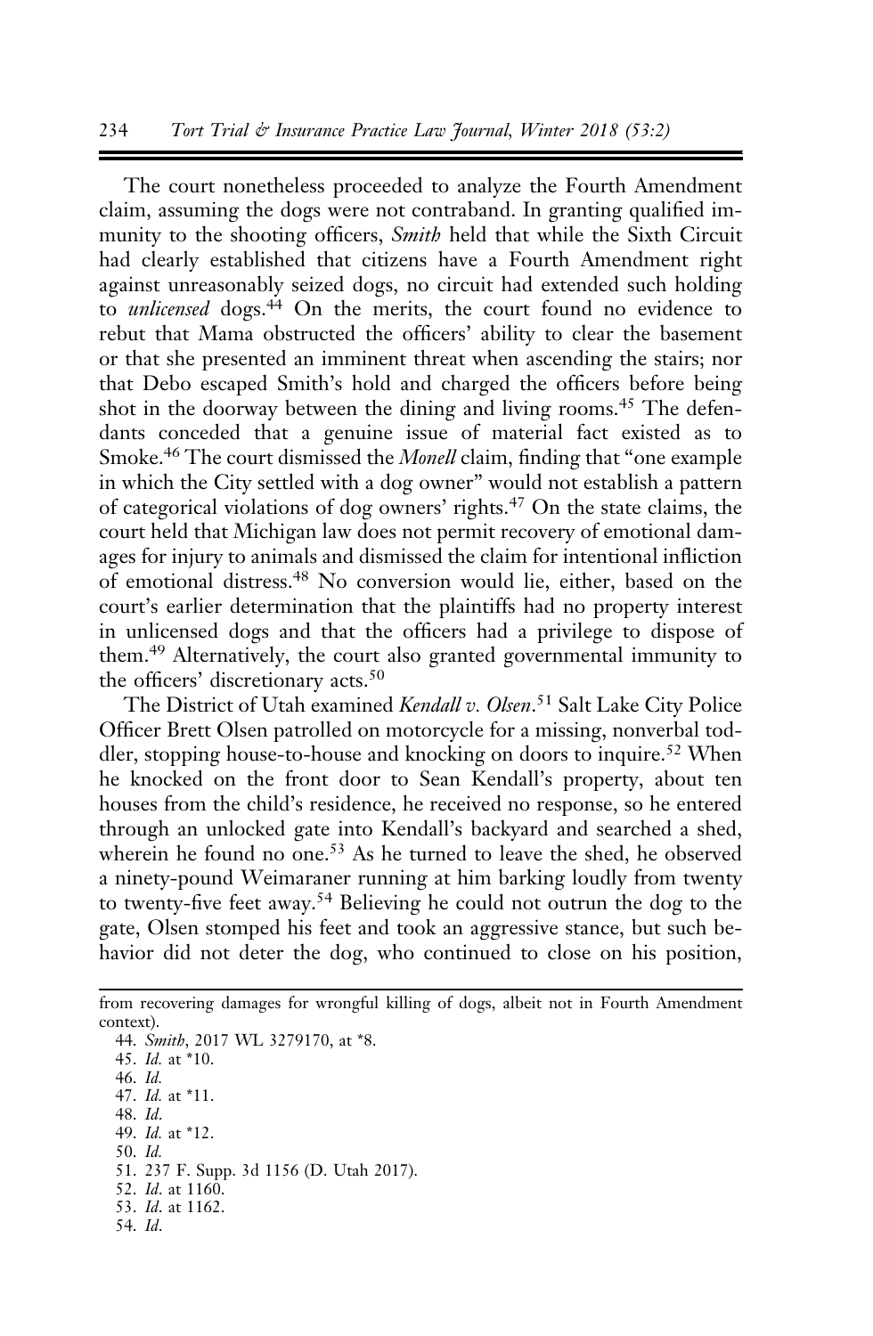The court nonetheless proceeded to analyze the Fourth Amendment claim, assuming the dogs were not contraband. In granting qualified immunity to the shooting officers, *Smith* held that while the Sixth Circuit had clearly established that citizens have a Fourth Amendment right against unreasonably seized dogs, no circuit had extended such holding to *unlicensed* dogs.[44] On the merits, the court found no evidence to rebut that Mama obstructed the officers' ability to clear the basement or that she presented an imminent threat when ascending the stairs; nor that Debo escaped Smith's hold and charged the officers before being shot in the doorway between the dining and living rooms.[45] The defendants conceded that a genuine issue of material fact existed as to Smoke.[46] The court dismissed the *Monell* claim, finding that "one example in which the City settled with a dog owner" would not establish a pattern of categorical violations of dog owners' rights.[47] On the state claims, the court held that Michigan law does not permit recovery of emotional damages for injury to animals and dismissed the claim for intentional infliction of emotional distress.[48] No conversion would lie, either, based on the court's earlier determination that the plaintiffs had no property interest in unlicensed dogs and that the officers had a privilege to dispose of them.[49] Alternatively, the court also granted governmental immunity to the officers' discretionary acts.[50]

The District of Utah examined *Kendall v. Olsen*.[51] Salt Lake City Police Officer Brett Olsen patrolled on motorcycle for a missing, nonverbal toddler, stopping house-to-house and knocking on doors to inquire.[52] When he knocked on the front door to Sean Kendall's property, about ten houses from the child's residence, he received no response, so he entered through an unlocked gate into Kendall's backyard and searched a shed, wherein he found no one.[53] As he turned to leave the shed, he observed a ninety-pound Weimaraner running at him barking loudly from twenty to twenty-five feet away.[54] Believing he could not outrun the dog to the gate, Olsen stomped his feet and took an aggressive stance, but such behavior did not deter the dog, who continued to close on his position,

---

from recovering damages for wrongful killing of dogs, albeit not in Fourth Amendment context).

44. *Smith*, 2017 WL 3279170, at *8.
45. *Id.* at *10.
46. *Id.*
47. *Id.* at *11.
48. *Id*.
49. *Id.* at *12.
50. *Id.*
51. 237 F. Supp. 3d 1156 (D. Utah 2017).
52. *Id*. at 1160.
53. *Id*. at 1162.
54. *Id*.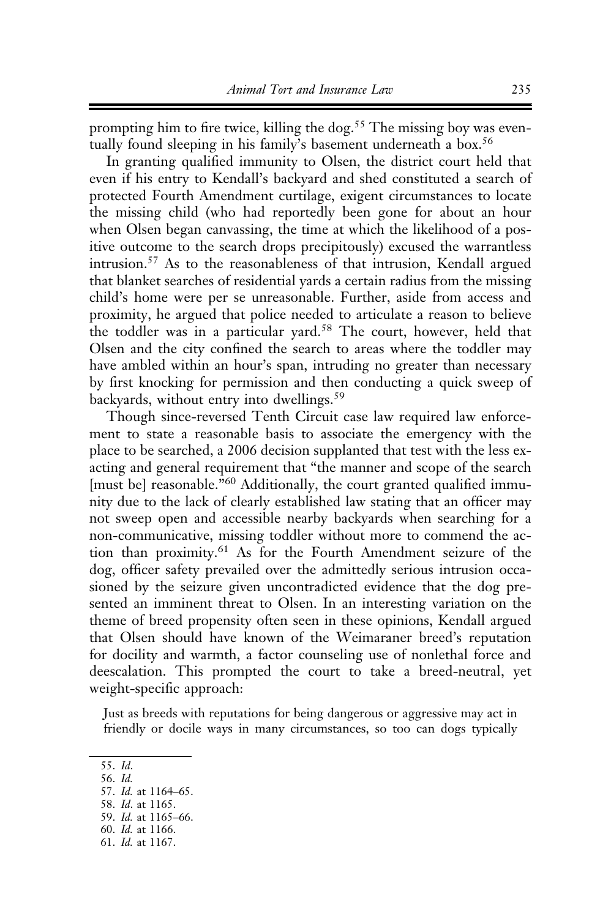prompting him to fire twice, killing the dog.[55] The missing boy was eventually found sleeping in his family's basement underneath a box.[56]

In granting qualified immunity to Olsen, the district court held that even if his entry to Kendall's backyard and shed constituted a search of protected Fourth Amendment curtilage, exigent circumstances to locate the missing child (who had reportedly been gone for about an hour when Olsen began canvassing, the time at which the likelihood of a positive outcome to the search drops precipitously) excused the warrantless intrusion.[57] As to the reasonableness of that intrusion, Kendall argued that blanket searches of residential yards a certain radius from the missing child's home were per se unreasonable. Further, aside from access and proximity, he argued that police needed to articulate a reason to believe the toddler was in a particular yard.[58] The court, however, held that Olsen and the city confined the search to areas where the toddler may have ambled within an hour's span, intruding no greater than necessary by first knocking for permission and then conducting a quick sweep of backyards, without entry into dwellings.[59]

Though since-reversed Tenth Circuit case law required law enforcement to state a reasonable basis to associate the emergency with the place to be searched, a 2006 decision supplanted that test with the less exacting and general requirement that "the manner and scope of the search [must be] reasonable."[60] Additionally, the court granted qualified immunity due to the lack of clearly established law stating that an officer may not sweep open and accessible nearby backyards when searching for a non-communicative, missing toddler without more to commend the action than proximity.[61] As for the Fourth Amendment seizure of the dog, officer safety prevailed over the admittedly serious intrusion occasioned by the seizure given uncontradicted evidence that the dog presented an imminent threat to Olsen. In an interesting variation on the theme of breed propensity often seen in these opinions, Kendall argued that Olsen should have known of the Weimaraner breed's reputation for docility and warmth, a factor counseling use of nonlethal force and deescalation. This prompted the court to take a breed-neutral, yet weight-specific approach:

> Just as breeds with reputations for being dangerous or aggressive may act in friendly or docile ways in many circumstances, so too can dogs typically

55. *Id.*
56. *Id.*
57. *Id.* at 1164–65.
58. *Id.* at 1165.
59. *Id.* at 1165–66.
60. *Id.* at 1166.
61. *Id.* at 1167.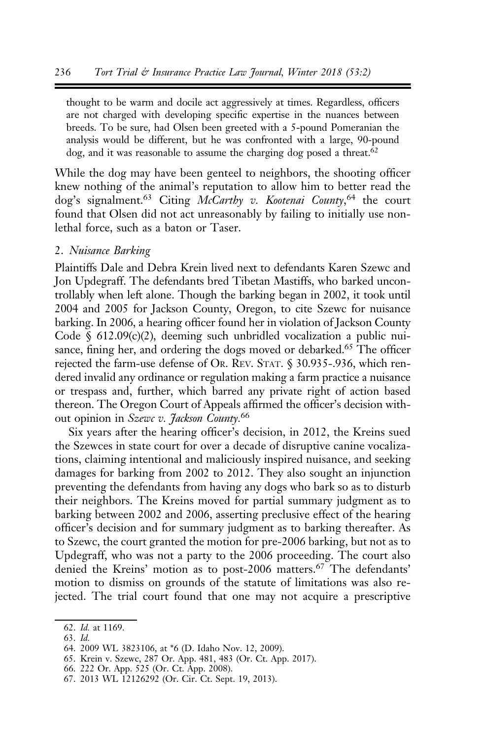> thought to be warm and docile act aggressively at times. Regardless, officers are not charged with developing specific expertise in the nuances between breeds. To be sure, had Olsen been greeted with a 5-pound Pomeranian the analysis would be different, but he was confronted with a large, 90-pound dog, and it was reasonable to assume the charging dog posed a threat.[62]

While the dog may have been genteel to neighbors, the shooting officer knew nothing of the animal's reputation to allow him to better read the dog's signalment.[63] Citing *McCarthy v. Kootenai County*,[64] the court found that Olsen did not act unreasonably by failing to initially use non-lethal force, such as a baton or Taser.

### 2. *Nuisance Barking*

Plaintiffs Dale and Debra Krein lived next to defendants Karen Szewc and Jon Updegraff. The defendants bred Tibetan Mastiffs, who barked uncontrollably when left alone. Though the barking began in 2002, it took until 2004 and 2005 for Jackson County, Oregon, to cite Szewc for nuisance barking. In 2006, a hearing officer found her in violation of Jackson County Code § 612.09(c)(2), deeming such unbridled vocalization a public nuisance, fining her, and ordering the dogs moved or debarked.[65] The officer rejected the farm-use defense of Or. Rev. Stat. § 30.935-.936, which rendered invalid any ordinance or regulation making a farm practice a nuisance or trespass and, further, which barred any private right of action based thereon. The Oregon Court of Appeals affirmed the officer's decision without opinion in *Szewc v. Jackson County*.[66]

Six years after the hearing officer's decision, in 2012, the Kreins sued the Szewces in state court for over a decade of disruptive canine vocalizations, claiming intentional and maliciously inspired nuisance, and seeking damages for barking from 2002 to 2012. They also sought an injunction preventing the defendants from having any dogs who bark so as to disturb their neighbors. The Kreins moved for partial summary judgment as to barking between 2002 and 2006, asserting preclusive effect of the hearing officer's decision and for summary judgment as to barking thereafter. As to Szewc, the court granted the motion for pre-2006 barking, but not as to Updegraff, who was not a party to the 2006 proceeding. The court also denied the Kreins' motion as to post-2006 matters.[67] The defendants' motion to dismiss on grounds of the statute of limitations was also rejected. The trial court found that one may not acquire a prescriptive

---

62. *Id.* at 1169.

63. *Id.*

64. 2009 WL 3823106, at *6 (D. Idaho Nov. 12, 2009).

65. Krein v. Szewc, 287 Or. App. 481, 483 (Or. Ct. App. 2017).

66. 222 Or. App. 525 (Or. Ct. App. 2008).

67. 2013 WL 12126292 (Or. Cir. Ct. Sept. 19, 2013).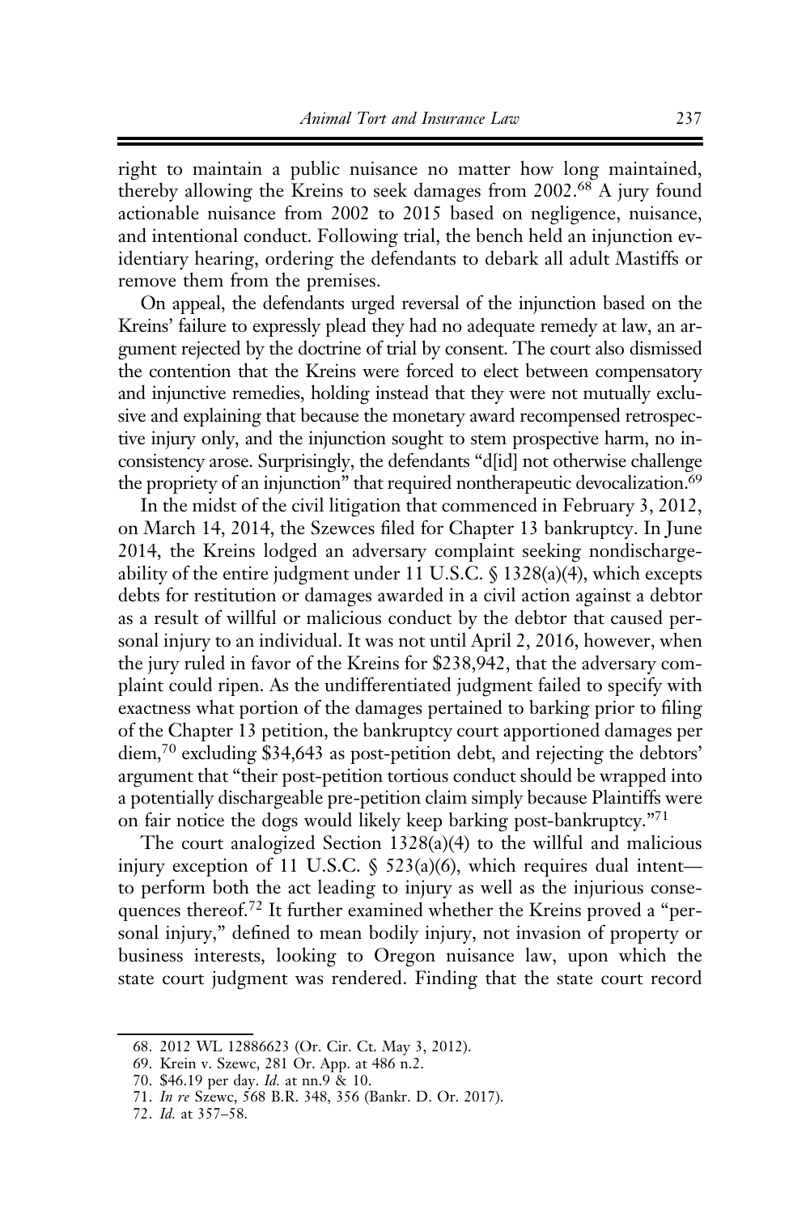right to maintain a public nuisance no matter how long maintained, thereby allowing the Kreins to seek damages from 2002.[68] A jury found actionable nuisance from 2002 to 2015 based on negligence, nuisance, and intentional conduct. Following trial, the bench held an injunction evidentiary hearing, ordering the defendants to debark all adult Mastiffs or remove them from the premises.

On appeal, the defendants urged reversal of the injunction based on the Kreins' failure to expressly plead they had no adequate remedy at law, an argument rejected by the doctrine of trial by consent. The court also dismissed the contention that the Kreins were forced to elect between compensatory and injunctive remedies, holding instead that they were not mutually exclusive and explaining that because the monetary award recompensed retrospective injury only, and the injunction sought to stem prospective harm, no inconsistency arose. Surprisingly, the defendants "d[id] not otherwise challenge the propriety of an injunction" that required nontherapeutic devocalization.[69]

In the midst of the civil litigation that commenced in February 3, 2012, on March 14, 2014, the Szewces filed for Chapter 13 bankruptcy. In June 2014, the Kreins lodged an adversary complaint seeking nondischargeability of the entire judgment under 11 U.S.C. § 1328(a)(4), which excepts debts for restitution or damages awarded in a civil action against a debtor as a result of willful or malicious conduct by the debtor that caused personal injury to an individual. It was not until April 2, 2016, however, when the jury ruled in favor of the Kreins for $238,942, that the adversary complaint could ripen. As the undifferentiated judgment failed to specify with exactness what portion of the damages pertained to barking prior to filing of the Chapter 13 petition, the bankruptcy court apportioned damages per diem,[70] excluding $34,643 as post-petition debt, and rejecting the debtors' argument that "their post-petition tortious conduct should be wrapped into a potentially dischargeable pre-petition claim simply because Plaintiffs were on fair notice the dogs would likely keep barking post-bankruptcy."[71]

The court analogized Section 1328(a)(4) to the willful and malicious injury exception of 11 U.S.C. § 523(a)(6), which requires dual intent—to perform both the act leading to injury as well as the injurious consequences thereof.[72] It further examined whether the Kreins proved a "personal injury," defined to mean bodily injury, not invasion of property or business interests, looking to Oregon nuisance law, upon which the state court judgment was rendered. Finding that the state court record

---

68. 2012 WL 12886623 (Or. Cir. Ct. May 3, 2012).

69. Krein v. Szewc, 281 Or. App. at 486 n.2.

70. $46.19 per day. *Id.* at nn.9 & 10.

71. *In re* Szewc, 568 B.R. 348, 356 (Bankr. D. Or. 2017).

72. *Id.* at 357–58.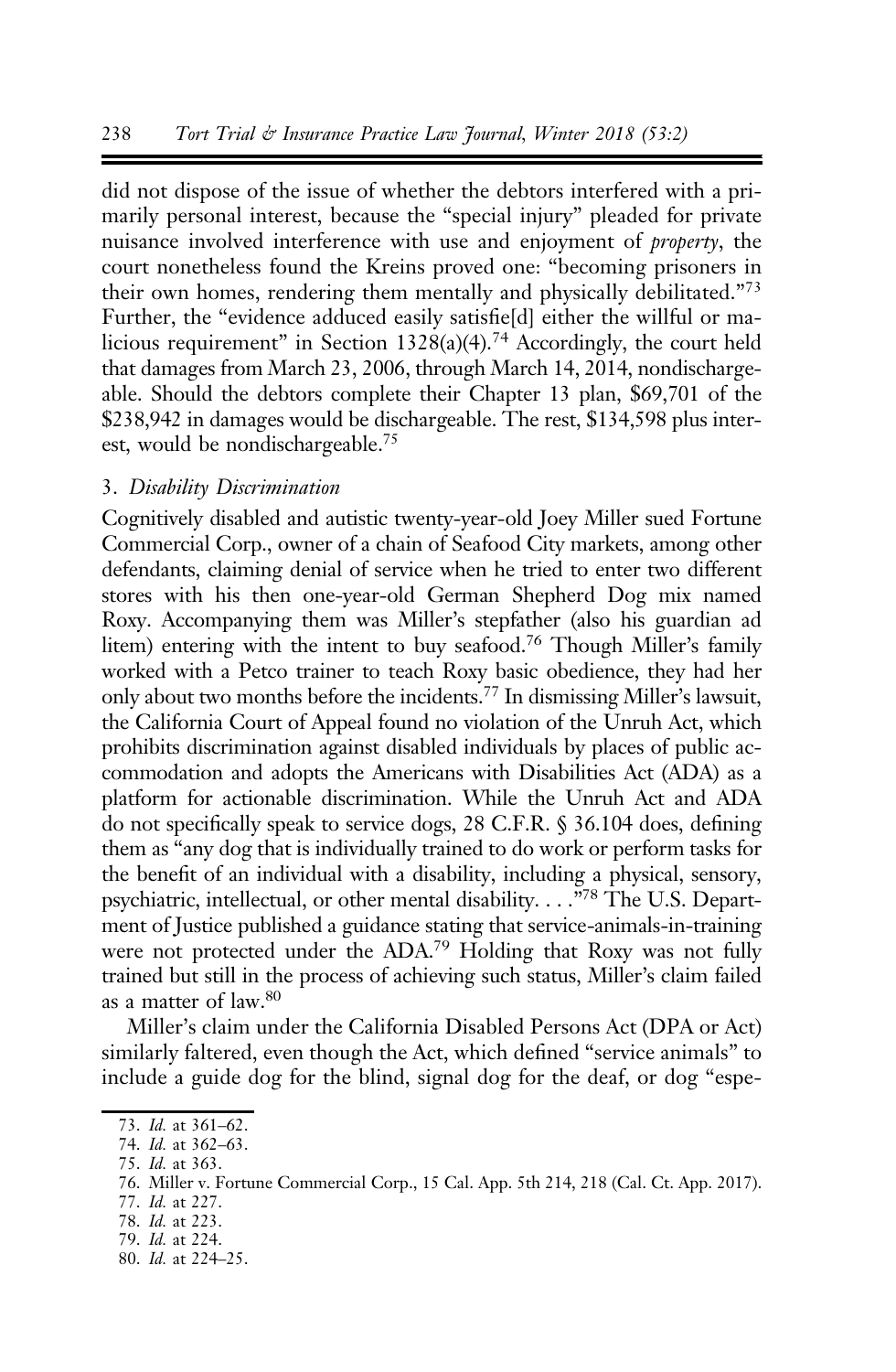did not dispose of the issue of whether the debtors interfered with a primarily personal interest, because the "special injury" pleaded for private nuisance involved interference with use and enjoyment of *property*, the court nonetheless found the Kreins proved one: "becoming prisoners in their own homes, rendering them mentally and physically debilitated."[73] Further, the "evidence adduced easily satisfie[d] either the willful or malicious requirement" in Section 1328(a)(4).[74] Accordingly, the court held that damages from March 23, 2006, through March 14, 2014, nondischargeable. Should the debtors complete their Chapter 13 plan, $69,701 of the $238,942 in damages would be dischargeable. The rest, $134,598 plus interest, would be nondischargeable.[75]

### 3. *Disability Discrimination*

Cognitively disabled and autistic twenty-year-old Joey Miller sued Fortune Commercial Corp., owner of a chain of Seafood City markets, among other defendants, claiming denial of service when he tried to enter two different stores with his then one-year-old German Shepherd Dog mix named Roxy. Accompanying them was Miller's stepfather (also his guardian ad litem) entering with the intent to buy seafood.[76] Though Miller's family worked with a Petco trainer to teach Roxy basic obedience, they had her only about two months before the incidents.[77] In dismissing Miller's lawsuit, the California Court of Appeal found no violation of the Unruh Act, which prohibits discrimination against disabled individuals by places of public accommodation and adopts the Americans with Disabilities Act (ADA) as a platform for actionable discrimination. While the Unruh Act and ADA do not specifically speak to service dogs, 28 C.F.R. § 36.104 does, defining them as "any dog that is individually trained to do work or perform tasks for the benefit of an individual with a disability, including a physical, sensory, psychiatric, intellectual, or other mental disability. . . ."[78] The U.S. Department of Justice published a guidance stating that service-animals-in-training were not protected under the ADA.[79] Holding that Roxy was not fully trained but still in the process of achieving such status, Miller's claim failed as a matter of law.[80]

Miller's claim under the California Disabled Persons Act (DPA or Act) similarly faltered, even though the Act, which defined "service animals" to include a guide dog for the blind, signal dog for the deaf, or dog "espe-

---

73. *Id.* at 361–62.

74. *Id.* at 362–63.

75. *Id.* at 363.

76. Miller v. Fortune Commercial Corp., 15 Cal. App. 5th 214, 218 (Cal. Ct. App. 2017).

77. *Id.* at 227.

78. *Id.* at 223.

79. *Id.* at 224.

80. *Id.* at 224–25.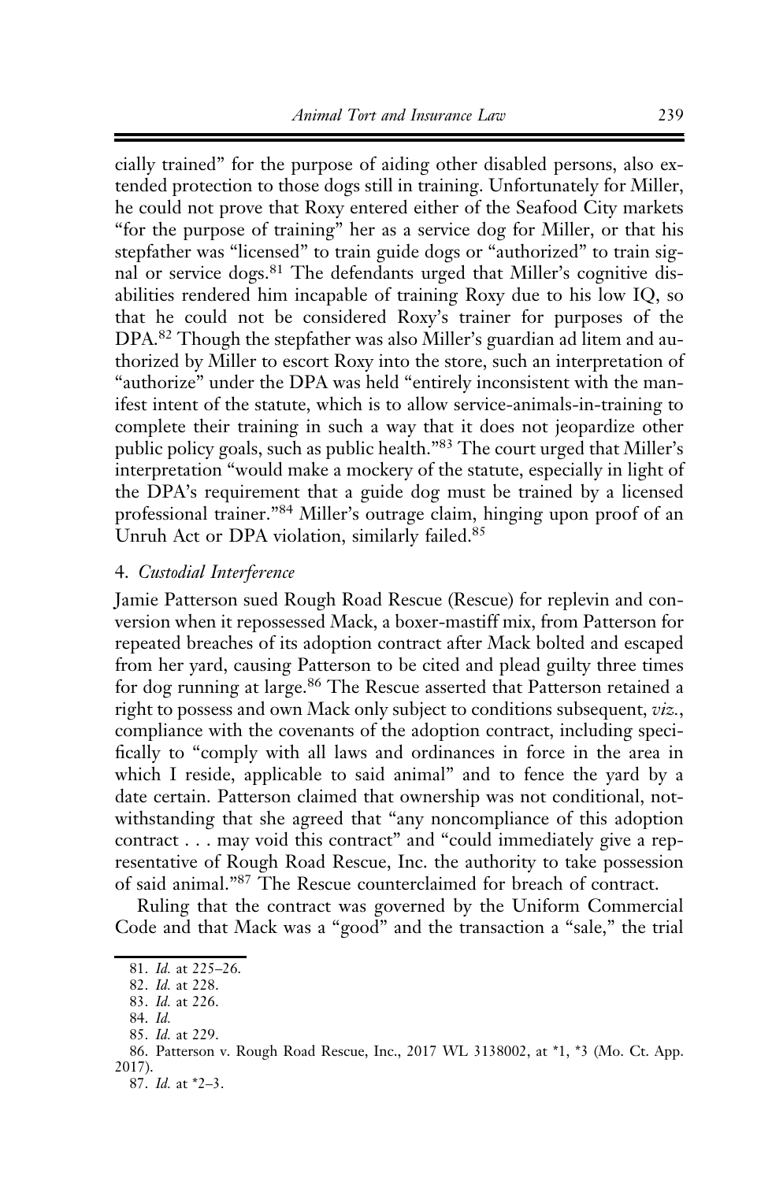cially trained" for the purpose of aiding other disabled persons, also extended protection to those dogs still in training. Unfortunately for Miller, he could not prove that Roxy entered either of the Seafood City markets "for the purpose of training" her as a service dog for Miller, or that his stepfather was "licensed" to train guide dogs or "authorized" to train signal or service dogs.[81] The defendants urged that Miller's cognitive disabilities rendered him incapable of training Roxy due to his low IQ, so that he could not be considered Roxy's trainer for purposes of the DPA.[82] Though the stepfather was also Miller's guardian ad litem and authorized by Miller to escort Roxy into the store, such an interpretation of "authorize" under the DPA was held "entirely inconsistent with the manifest intent of the statute, which is to allow service-animals-in-training to complete their training in such a way that it does not jeopardize other public policy goals, such as public health."[83] The court urged that Miller's interpretation "would make a mockery of the statute, especially in light of the DPA's requirement that a guide dog must be trained by a licensed professional trainer."[84] Miller's outrage claim, hinging upon proof of an Unruh Act or DPA violation, similarly failed.[85]

#### 4. *Custodial Interference*

Jamie Patterson sued Rough Road Rescue (Rescue) for replevin and conversion when it repossessed Mack, a boxer-mastiff mix, from Patterson for repeated breaches of its adoption contract after Mack bolted and escaped from her yard, causing Patterson to be cited and plead guilty three times for dog running at large.[86] The Rescue asserted that Patterson retained a right to possess and own Mack only subject to conditions subsequent, *viz.*, compliance with the covenants of the adoption contract, including specifically to "comply with all laws and ordinances in force in the area in which I reside, applicable to said animal" and to fence the yard by a date certain. Patterson claimed that ownership was not conditional, notwithstanding that she agreed that "any noncompliance of this adoption contract . . . may void this contract" and "could immediately give a representative of Rough Road Rescue, Inc. the authority to take possession of said animal."[87] The Rescue counterclaimed for breach of contract.

Ruling that the contract was governed by the Uniform Commercial Code and that Mack was a "good" and the transaction a "sale," the trial

---

81. *Id.* at 225–26.

82. *Id.* at 228.

83. *Id.* at 226.

84. *Id.*

85. *Id.* at 229.

86. Patterson v. Rough Road Rescue, Inc., 2017 WL 3138002, at *1, *3 (Mo. Ct. App. 2017).

87. *Id.* at *2–3.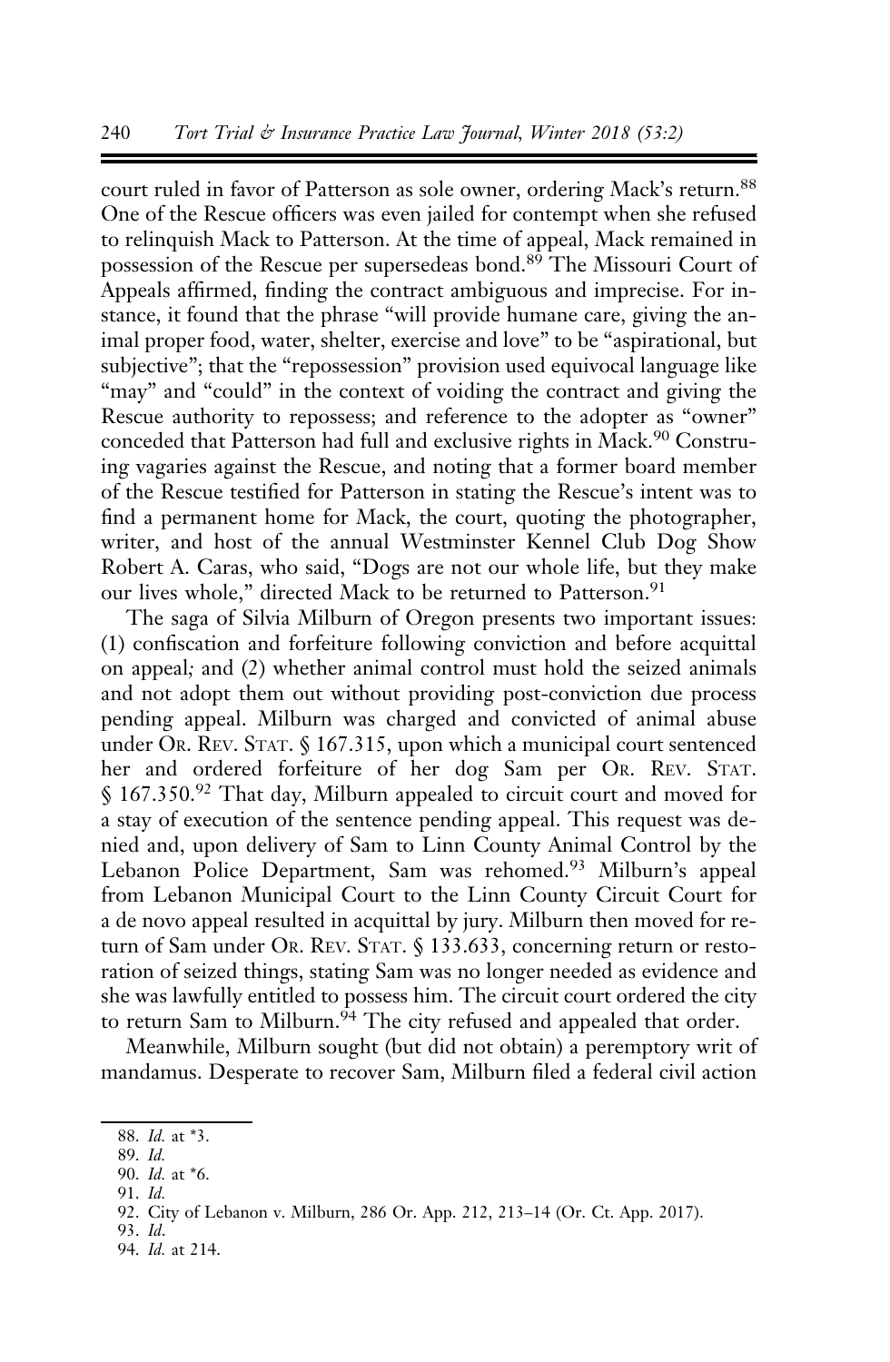court ruled in favor of Patterson as sole owner, ordering Mack's return.[88] One of the Rescue officers was even jailed for contempt when she refused to relinquish Mack to Patterson. At the time of appeal, Mack remained in possession of the Rescue per supersedeas bond.[89] The Missouri Court of Appeals affirmed, finding the contract ambiguous and imprecise. For instance, it found that the phrase "will provide humane care, giving the animal proper food, water, shelter, exercise and love" to be "aspirational, but subjective"; that the "repossession" provision used equivocal language like "may" and "could" in the context of voiding the contract and giving the Rescue authority to repossess; and reference to the adopter as "owner" conceded that Patterson had full and exclusive rights in Mack.[90] Construing vagaries against the Rescue, and noting that a former board member of the Rescue testified for Patterson in stating the Rescue's intent was to find a permanent home for Mack, the court, quoting the photographer, writer, and host of the annual Westminster Kennel Club Dog Show Robert A. Caras, who said, "Dogs are not our whole life, but they make our lives whole," directed Mack to be returned to Patterson.[91]

The saga of Silvia Milburn of Oregon presents two important issues: (1) confiscation and forfeiture following conviction and before acquittal on appeal*;* and (2) whether animal control must hold the seized animals and not adopt them out without providing post-conviction due process pending appeal. Milburn was charged and convicted of animal abuse under OR. REV. STAT. § 167.315, upon which a municipal court sentenced her and ordered forfeiture of her dog Sam per OR. REV. STAT. § 167.350.[92] That day, Milburn appealed to circuit court and moved for a stay of execution of the sentence pending appeal. This request was denied and, upon delivery of Sam to Linn County Animal Control by the Lebanon Police Department, Sam was rehomed.[93] Milburn's appeal from Lebanon Municipal Court to the Linn County Circuit Court for a de novo appeal resulted in acquittal by jury. Milburn then moved for return of Sam under OR. REV. STAT. § 133.633, concerning return or restoration of seized things, stating Sam was no longer needed as evidence and she was lawfully entitled to possess him. The circuit court ordered the city to return Sam to Milburn.[94] The city refused and appealed that order.

Meanwhile, Milburn sought (but did not obtain) a peremptory writ of mandamus. Desperate to recover Sam, Milburn filed a federal civil action

---

88. *Id.* at *3.
89. *Id.*
90. *Id.* at *6.
91. *Id.*
92. City of Lebanon v. Milburn, 286 Or. App. 212, 213–14 (Or. Ct. App. 2017).
93. *Id*.
94. *Id.* at 214.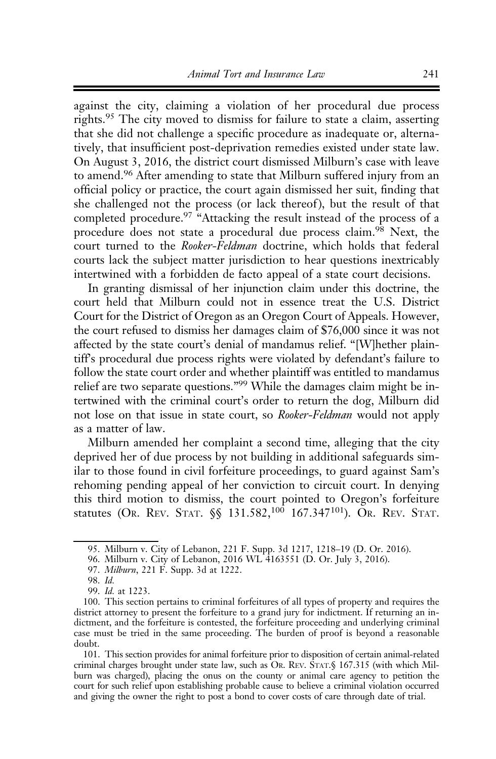against the city, claiming a violation of her procedural due process rights.[95] The city moved to dismiss for failure to state a claim, asserting that she did not challenge a specific procedure as inadequate or, alternatively, that insufficient post-deprivation remedies existed under state law. On August 3, 2016, the district court dismissed Milburn's case with leave to amend.[96] After amending to state that Milburn suffered injury from an official policy or practice, the court again dismissed her suit, finding that she challenged not the process (or lack thereof), but the result of that completed procedure.[97] "Attacking the result instead of the process of a procedure does not state a procedural due process claim.[98] Next, the court turned to the *Rooker-Feldman* doctrine, which holds that federal courts lack the subject matter jurisdiction to hear questions inextricably intertwined with a forbidden de facto appeal of a state court decisions.

In granting dismissal of her injunction claim under this doctrine, the court held that Milburn could not in essence treat the U.S. District Court for the District of Oregon as an Oregon Court of Appeals. However, the court refused to dismiss her damages claim of $76,000 since it was not affected by the state court's denial of mandamus relief. "[W]hether plaintiff's procedural due process rights were violated by defendant's failure to follow the state court order and whether plaintiff was entitled to mandamus relief are two separate questions."[99] While the damages claim might be intertwined with the criminal court's order to return the dog, Milburn did not lose on that issue in state court, so *Rooker-Feldman* would not apply as a matter of law.

Milburn amended her complaint a second time, alleging that the city deprived her of due process by not building in additional safeguards similar to those found in civil forfeiture proceedings, to guard against Sam's rehoming pending appeal of her conviction to circuit court. In denying this third motion to dismiss, the court pointed to Oregon's forfeiture statutes (OR. REV. STAT. §§ 131.582,[100] 167.347[101]). OR. REV. STAT.

---

95. Milburn v. City of Lebanon, 221 F. Supp. 3d 1217, 1218–19 (D. Or. 2016).

96. Milburn v. City of Lebanon, 2016 WL 4163551 (D. Or. July 3, 2016).

97. *Milburn*, 221 F. Supp. 3d at 1222.

98. *Id.*

99. *Id.* at 1223.

100. This section pertains to criminal forfeitures of all types of property and requires the district attorney to present the forfeiture to a grand jury for indictment. If returning an indictment, and the forfeiture is contested, the forfeiture proceeding and underlying criminal case must be tried in the same proceeding. The burden of proof is beyond a reasonable doubt.

101. This section provides for animal forfeiture prior to disposition of certain animal-related criminal charges brought under state law, such as OR. REV. STAT.§ 167.315 (with which Milburn was charged), placing the onus on the county or animal care agency to petition the court for such relief upon establishing probable cause to believe a criminal violation occurred and giving the owner the right to post a bond to cover costs of care through date of trial.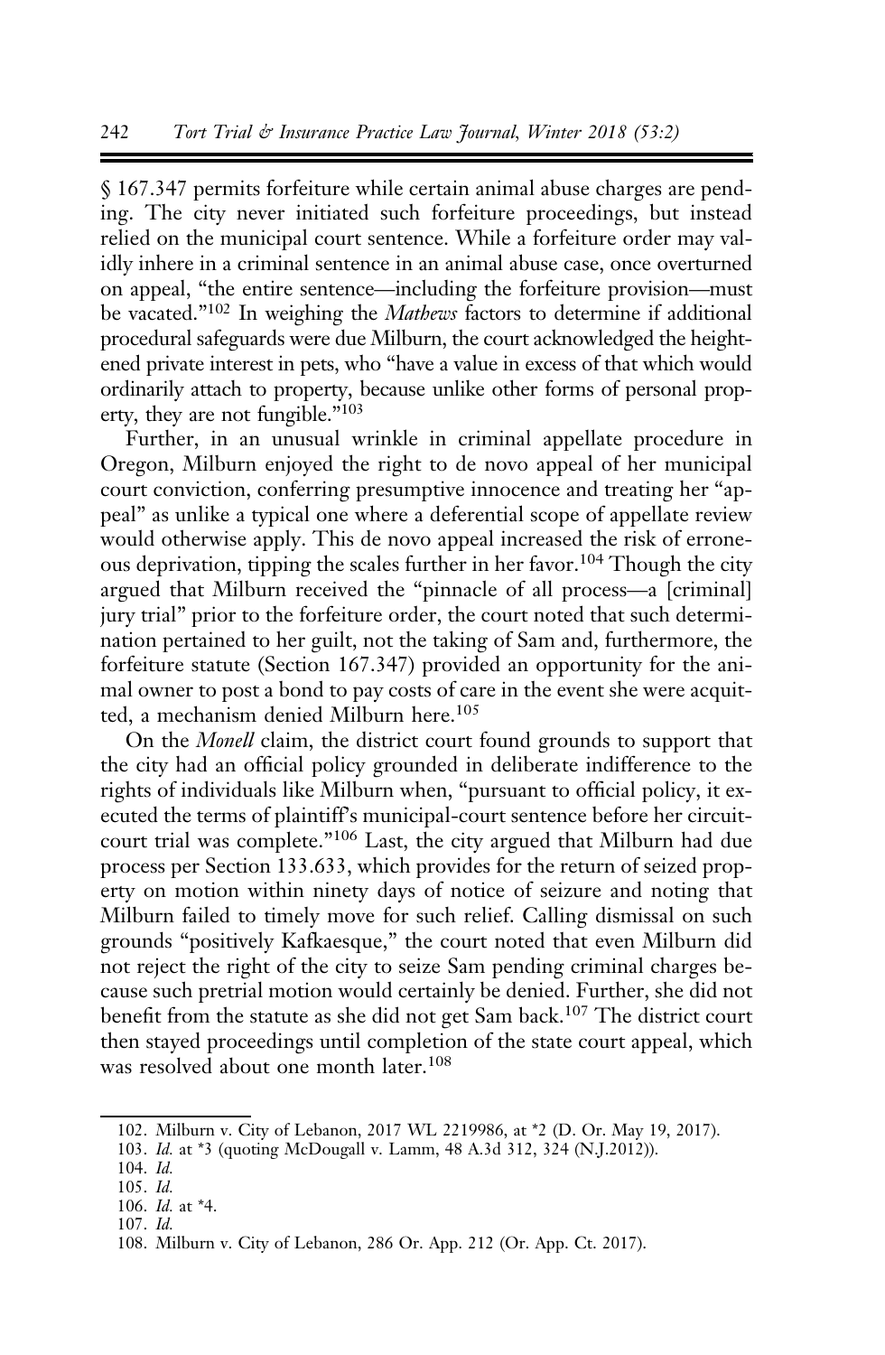§ 167.347 permits forfeiture while certain animal abuse charges are pending. The city never initiated such forfeiture proceedings, but instead relied on the municipal court sentence. While a forfeiture order may validly inhere in a criminal sentence in an animal abuse case, once overturned on appeal, "the entire sentence—including the forfeiture provision—must be vacated."[102] In weighing the *Mathews* factors to determine if additional procedural safeguards were due Milburn, the court acknowledged the heightened private interest in pets, who "have a value in excess of that which would ordinarily attach to property, because unlike other forms of personal property, they are not fungible."[103]

Further, in an unusual wrinkle in criminal appellate procedure in Oregon, Milburn enjoyed the right to de novo appeal of her municipal court conviction, conferring presumptive innocence and treating her "appeal" as unlike a typical one where a deferential scope of appellate review would otherwise apply. This de novo appeal increased the risk of erroneous deprivation, tipping the scales further in her favor.[104] Though the city argued that Milburn received the "pinnacle of all process—a [criminal] jury trial" prior to the forfeiture order, the court noted that such determination pertained to her guilt, not the taking of Sam and, furthermore, the forfeiture statute (Section 167.347) provided an opportunity for the animal owner to post a bond to pay costs of care in the event she were acquitted, a mechanism denied Milburn here.[105]

On the *Monell* claim, the district court found grounds to support that the city had an official policy grounded in deliberate indifference to the rights of individuals like Milburn when, "pursuant to official policy, it executed the terms of plaintiff's municipal-court sentence before her circuit-court trial was complete."[106] Last, the city argued that Milburn had due process per Section 133.633, which provides for the return of seized property on motion within ninety days of notice of seizure and noting that Milburn failed to timely move for such relief. Calling dismissal on such grounds "positively Kafkaesque," the court noted that even Milburn did not reject the right of the city to seize Sam pending criminal charges because such pretrial motion would certainly be denied. Further, she did not benefit from the statute as she did not get Sam back.[107] The district court then stayed proceedings until completion of the state court appeal, which was resolved about one month later.[108]

---

102. Milburn v. City of Lebanon, 2017 WL 2219986, at *2 (D. Or. May 19, 2017).

103. *Id.* at *3 (quoting McDougall v. Lamm, 48 A.3d 312, 324 (N.J.2012)).

104. *Id.*

105. *Id.*

106. *Id.* at *4.

107. *Id.*

108. Milburn v. City of Lebanon, 286 Or. App. 212 (Or. App. Ct. 2017).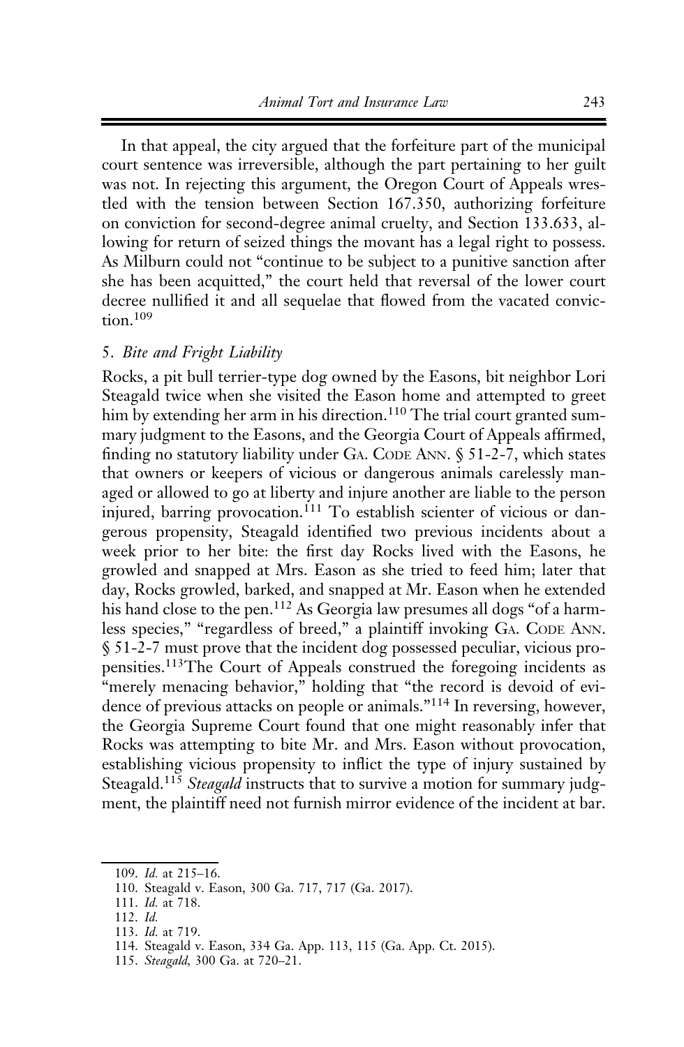In that appeal, the city argued that the forfeiture part of the municipal court sentence was irreversible, although the part pertaining to her guilt was not. In rejecting this argument, the Oregon Court of Appeals wrestled with the tension between Section 167.350, authorizing forfeiture on conviction for second-degree animal cruelty, and Section 133.633, allowing for return of seized things the movant has a legal right to possess. As Milburn could not "continue to be subject to a punitive sanction after she has been acquitted," the court held that reversal of the lower court decree nullified it and all sequelae that flowed from the vacated conviction.[109]

### 5. *Bite and Fright Liability*

Rocks, a pit bull terrier-type dog owned by the Easons, bit neighbor Lori Steagald twice when she visited the Eason home and attempted to greet him by extending her arm in his direction.[110] The trial court granted summary judgment to the Easons, and the Georgia Court of Appeals affirmed, finding no statutory liability under GA. CODE ANN. § 51-2-7, which states that owners or keepers of vicious or dangerous animals carelessly managed or allowed to go at liberty and injure another are liable to the person injured, barring provocation.[111] To establish scienter of vicious or dangerous propensity, Steagald identified two previous incidents about a week prior to her bite: the first day Rocks lived with the Easons, he growled and snapped at Mrs. Eason as she tried to feed him; later that day, Rocks growled, barked, and snapped at Mr. Eason when he extended his hand close to the pen.[112] As Georgia law presumes all dogs "of a harmless species," "regardless of breed," a plaintiff invoking GA. CODE ANN. § 51-2-7 must prove that the incident dog possessed peculiar, vicious propensities.[113] The Court of Appeals construed the foregoing incidents as "merely menacing behavior," holding that "the record is devoid of evidence of previous attacks on people or animals."[114] In reversing, however, the Georgia Supreme Court found that one might reasonably infer that Rocks was attempting to bite Mr. and Mrs. Eason without provocation, establishing vicious propensity to inflict the type of injury sustained by Steagald.[115] *Steagald* instructs that to survive a motion for summary judgment, the plaintiff need not furnish mirror evidence of the incident at bar.

---

109. *Id.* at 215–16.
110. Steagald v. Eason, 300 Ga. 717, 717 (Ga. 2017).
111. *Id.* at 718.
112. *Id.*
113. *Id.* at 719.
114. Steagald v. Eason, 334 Ga. App. 113, 115 (Ga. App. Ct. 2015).
115. *Steagald*, 300 Ga. at 720–21.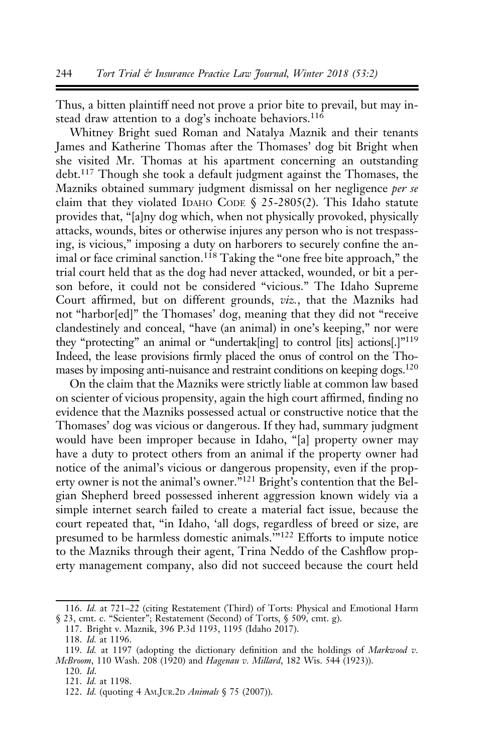Thus, a bitten plaintiff need not prove a prior bite to prevail, but may instead draw attention to a dog's inchoate behaviors.[116]

Whitney Bright sued Roman and Natalya Maznik and their tenants James and Katherine Thomas after the Thomases' dog bit Bright when she visited Mr. Thomas at his apartment concerning an outstanding debt.[117] Though she took a default judgment against the Thomases, the Mazniks obtained summary judgment dismissal on her negligence *per se* claim that they violated IDAHO CODE § 25-2805(2). This Idaho statute provides that, "[a]ny dog which, when not physically provoked, physically attacks, wounds, bites or otherwise injures any person who is not trespassing, is vicious," imposing a duty on harborers to securely confine the animal or face criminal sanction.[118] Taking the "one free bite approach," the trial court held that as the dog had never attacked, wounded, or bit a person before, it could not be considered "vicious." The Idaho Supreme Court affirmed, but on different grounds, *viz.*, that the Mazniks had not "harbor[ed]" the Thomases' dog, meaning that they did not "receive clandestinely and conceal, "have (an animal) in one's keeping," nor were they "protecting" an animal or "undertak[ing] to control [its] actions[.]"[119] Indeed, the lease provisions firmly placed the onus of control on the Thomases by imposing anti-nuisance and restraint conditions on keeping dogs.[120]

On the claim that the Mazniks were strictly liable at common law based on scienter of vicious propensity, again the high court affirmed, finding no evidence that the Mazniks possessed actual or constructive notice that the Thomases' dog was vicious or dangerous. If they had, summary judgment would have been improper because in Idaho, "[a] property owner may have a duty to protect others from an animal if the property owner had notice of the animal's vicious or dangerous propensity, even if the property owner is not the animal's owner."[121] Bright's contention that the Belgian Shepherd breed possessed inherent aggression known widely via a simple internet search failed to create a material fact issue, because the court repeated that, "in Idaho, 'all dogs, regardless of breed or size, are presumed to be harmless domestic animals.'"[122] Efforts to impute notice to the Mazniks through their agent, Trina Neddo of the Cashflow property management company, also did not succeed because the court held

---

116. *Id.* at 721–22 (citing Restatement (Third) of Torts: Physical and Emotional Harm § 23, cmt. c. "Scienter"; Restatement (Second) of Torts, § 509, cmt. g).

117. Bright v. Maznik, 396 P.3d 1193, 1195 (Idaho 2017).

118. *Id.* at 1196.

119. *Id.* at 1197 (adopting the dictionary definition and the holdings of *Markwood v. McBroom*, 110 Wash. 208 (1920) and *Hagenau v. Millard*, 182 Wis. 544 (1923)).

120. *Id*.

121. *Id.* at 1198.

122. *Id.* (quoting 4 AM.JUR.2D *Animals* § 75 (2007)).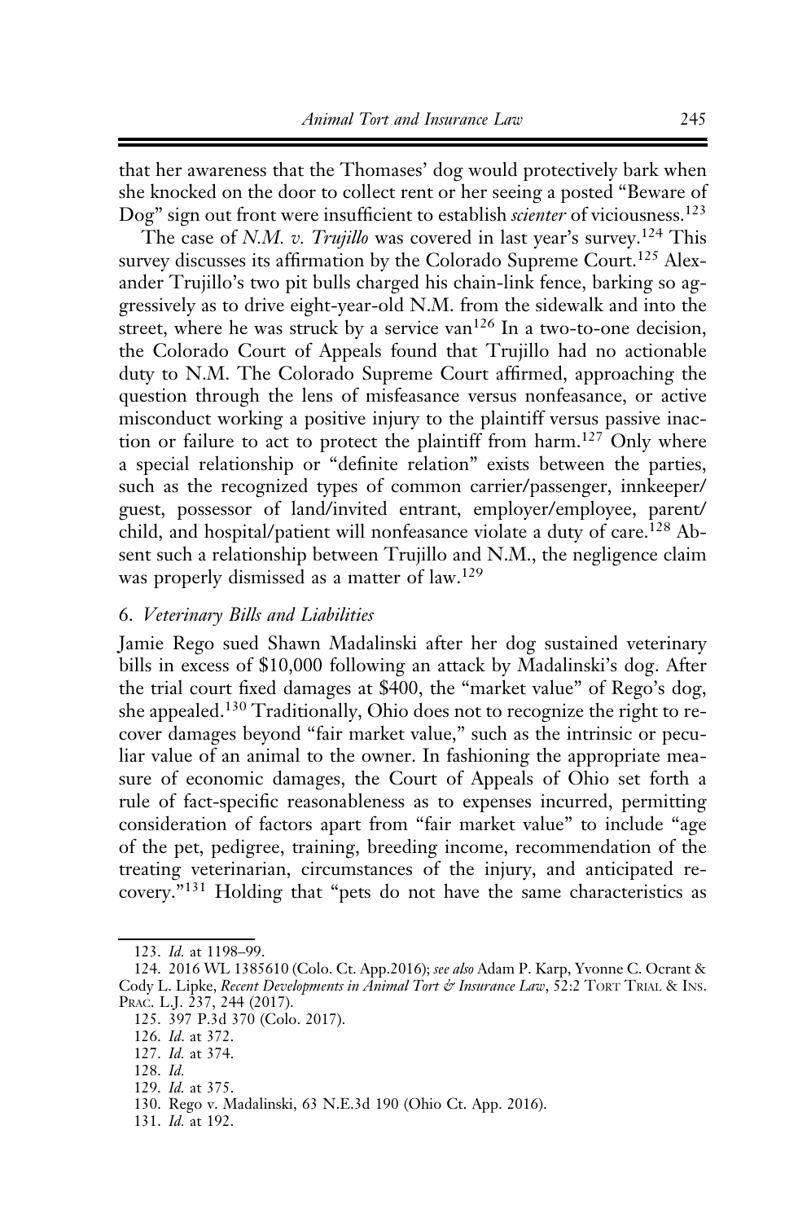that her awareness that the Thomases' dog would protectively bark when she knocked on the door to collect rent or her seeing a posted "Beware of Dog" sign out front were insufficient to establish *scienter* of viciousness.[123]

The case of *N.M. v. Trujillo* was covered in last year's survey.[124] This survey discusses its affirmation by the Colorado Supreme Court.[125] Alexander Trujillo's two pit bulls charged his chain-link fence, barking so aggressively as to drive eight-year-old N.M. from the sidewalk and into the street, where he was struck by a service van[126] In a two-to-one decision, the Colorado Court of Appeals found that Trujillo had no actionable duty to N.M. The Colorado Supreme Court affirmed, approaching the question through the lens of misfeasance versus nonfeasance, or active misconduct working a positive injury to the plaintiff versus passive inaction or failure to act to protect the plaintiff from harm.[127] Only where a special relationship or "definite relation" exists between the parties, such as the recognized types of common carrier/passenger, innkeeper/guest, possessor of land/invited entrant, employer/employee, parent/child, and hospital/patient will nonfeasance violate a duty of care.[128] Absent such a relationship between Trujillo and N.M., the negligence claim was properly dismissed as a matter of law.[129]

### 6. *Veterinary Bills and Liabilities*

Jamie Rego sued Shawn Madalinski after her dog sustained veterinary bills in excess of $10,000 following an attack by Madalinski's dog. After the trial court fixed damages at $400, the "market value" of Rego's dog, she appealed.[130] Traditionally, Ohio does not to recognize the right to recover damages beyond "fair market value," such as the intrinsic or peculiar value of an animal to the owner. In fashioning the appropriate measure of economic damages, the Court of Appeals of Ohio set forth a rule of fact-specific reasonableness as to expenses incurred, permitting consideration of factors apart from "fair market value" to include "age of the pet, pedigree, training, breeding income, recommendation of the treating veterinarian, circumstances of the injury, and anticipated recovery."[131] Holding that "pets do not have the same characteristics as

---

123. *Id.* at 1198–99.

124. 2016 WL 1385610 (Colo. Ct. App.2016); *see also* Adam P. Karp, Yvonne C. Ocrant & Cody L. Lipke, *Recent Developments in Animal Tort & Insurance Law*, 52:2 Tort Trial & Ins. Prac. L.J. 237, 244 (2017).

125. 397 P.3d 370 (Colo. 2017).

126. *Id.* at 372.

127. *Id.* at 374.

128. *Id.*

129. *Id.* at 375.

130. Rego v. Madalinski, 63 N.E.3d 190 (Ohio Ct. App. 2016).

131. *Id.* at 192.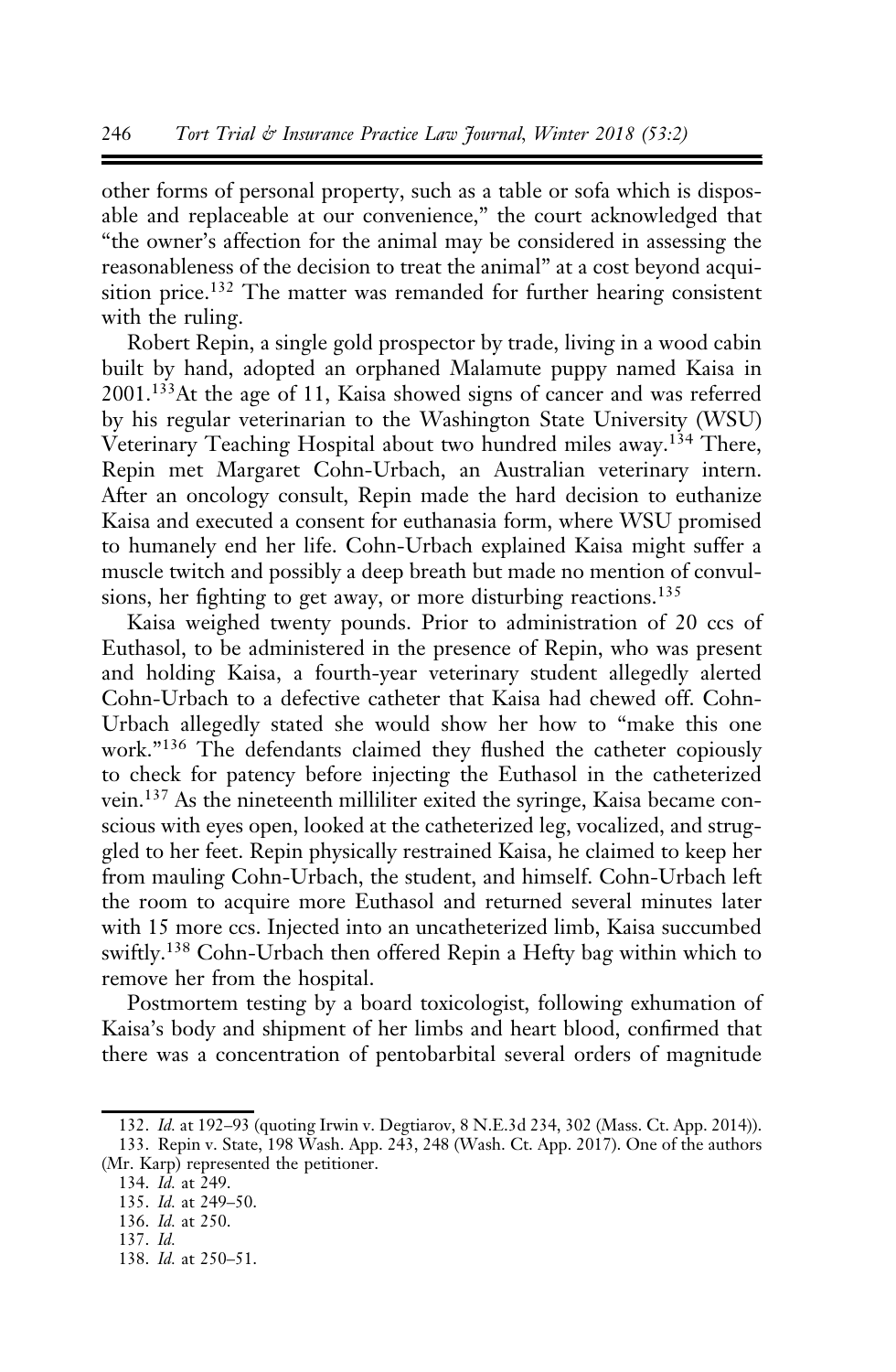other forms of personal property, such as a table or sofa which is disposable and replaceable at our convenience," the court acknowledged that "the owner's affection for the animal may be considered in assessing the reasonableness of the decision to treat the animal" at a cost beyond acquisition price.[132] The matter was remanded for further hearing consistent with the ruling.

Robert Repin, a single gold prospector by trade, living in a wood cabin built by hand, adopted an orphaned Malamute puppy named Kaisa in 2001.[133] At the age of 11, Kaisa showed signs of cancer and was referred by his regular veterinarian to the Washington State University (WSU) Veterinary Teaching Hospital about two hundred miles away.[134] There, Repin met Margaret Cohn-Urbach, an Australian veterinary intern. After an oncology consult, Repin made the hard decision to euthanize Kaisa and executed a consent for euthanasia form, where WSU promised to humanely end her life. Cohn-Urbach explained Kaisa might suffer a muscle twitch and possibly a deep breath but made no mention of convulsions, her fighting to get away, or more disturbing reactions.[135]

Kaisa weighed twenty pounds. Prior to administration of 20 ccs of Euthasol, to be administered in the presence of Repin, who was present and holding Kaisa, a fourth-year veterinary student allegedly alerted Cohn-Urbach to a defective catheter that Kaisa had chewed off. Cohn-Urbach allegedly stated she would show her how to "make this one work."[136] The defendants claimed they flushed the catheter copiously to check for patency before injecting the Euthasol in the catheterized vein.[137] As the nineteenth milliliter exited the syringe, Kaisa became conscious with eyes open, looked at the catheterized leg, vocalized, and struggled to her feet. Repin physically restrained Kaisa, he claimed to keep her from mauling Cohn-Urbach, the student, and himself. Cohn-Urbach left the room to acquire more Euthasol and returned several minutes later with 15 more ccs. Injected into an uncatheterized limb, Kaisa succumbed swiftly.[138] Cohn-Urbach then offered Repin a Hefty bag within which to remove her from the hospital.

Postmortem testing by a board toxicologist, following exhumation of Kaisa's body and shipment of her limbs and heart blood, confirmed that there was a concentration of pentobarbital several orders of magnitude

---

132. *Id.* at 192–93 (quoting Irwin v. Degtiarov, 8 N.E.3d 234, 302 (Mass. Ct. App. 2014)).

133. Repin v. State, 198 Wash. App. 243, 248 (Wash. Ct. App. 2017). One of the authors (Mr. Karp) represented the petitioner.

134. *Id.* at 249.

135. *Id.* at 249–50.

136. *Id.* at 250.

137. *Id.*

138. *Id.* at 250–51.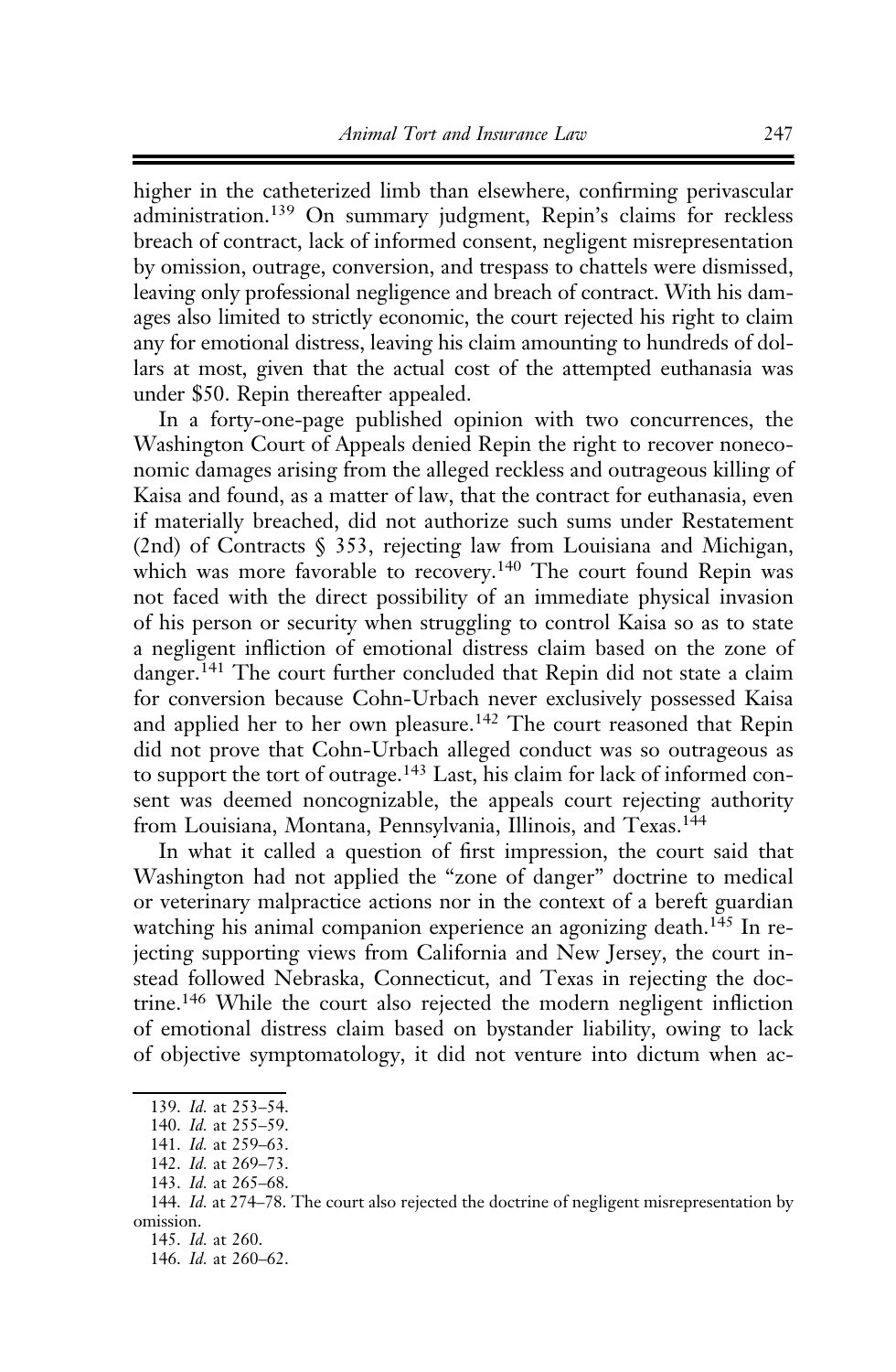higher in the catheterized limb than elsewhere, confirming perivascular administration.[139] On summary judgment, Repin's claims for reckless breach of contract, lack of informed consent, negligent misrepresentation by omission, outrage, conversion, and trespass to chattels were dismissed, leaving only professional negligence and breach of contract. With his damages also limited to strictly economic, the court rejected his right to claim any for emotional distress, leaving his claim amounting to hundreds of dollars at most, given that the actual cost of the attempted euthanasia was under $50. Repin thereafter appealed.

In a forty-one-page published opinion with two concurrences, the Washington Court of Appeals denied Repin the right to recover noneconomic damages arising from the alleged reckless and outrageous killing of Kaisa and found, as a matter of law, that the contract for euthanasia, even if materially breached, did not authorize such sums under Restatement (2nd) of Contracts § 353, rejecting law from Louisiana and Michigan, which was more favorable to recovery.[140] The court found Repin was not faced with the direct possibility of an immediate physical invasion of his person or security when struggling to control Kaisa so as to state a negligent infliction of emotional distress claim based on the zone of danger.[141] The court further concluded that Repin did not state a claim for conversion because Cohn-Urbach never exclusively possessed Kaisa and applied her to her own pleasure.[142] The court reasoned that Repin did not prove that Cohn-Urbach alleged conduct was so outrageous as to support the tort of outrage.[143] Last, his claim for lack of informed consent was deemed noncognizable, the appeals court rejecting authority from Louisiana, Montana, Pennsylvania, Illinois, and Texas.[144]

In what it called a question of first impression, the court said that Washington had not applied the "zone of danger" doctrine to medical or veterinary malpractice actions nor in the context of a bereft guardian watching his animal companion experience an agonizing death.[145] In rejecting supporting views from California and New Jersey, the court instead followed Nebraska, Connecticut, and Texas in rejecting the doctrine.[146] While the court also rejected the modern negligent infliction of emotional distress claim based on bystander liability, owing to lack of objective symptomatology, it did not venture into dictum when ac-

139. *Id.* at 253–54.

140. *Id.* at 255–59.

141. *Id.* at 259–63.

142. *Id.* at 269–73.

143. *Id.* at 265–68.

144. *Id.* at 274–78. The court also rejected the doctrine of negligent misrepresentation by omission.

145. *Id.* at 260.

146. *Id.* at 260–62.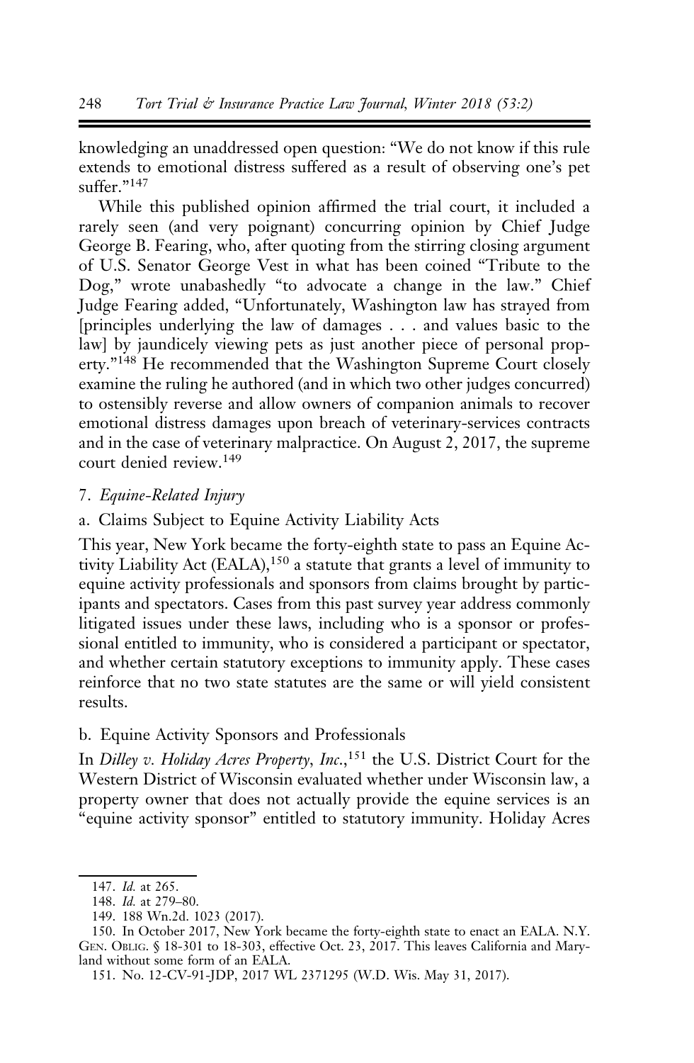knowledging an unaddressed open question: "We do not know if this rule extends to emotional distress suffered as a result of observing one's pet suffer."[147]

While this published opinion affirmed the trial court, it included a rarely seen (and very poignant) concurring opinion by Chief Judge George B. Fearing, who, after quoting from the stirring closing argument of U.S. Senator George Vest in what has been coined "Tribute to the Dog," wrote unabashedly "to advocate a change in the law." Chief Judge Fearing added, "Unfortunately, Washington law has strayed from [principles underlying the law of damages . . . and values basic to the law] by jaundicely viewing pets as just another piece of personal property."[148] He recommended that the Washington Supreme Court closely examine the ruling he authored (and in which two other judges concurred) to ostensibly reverse and allow owners of companion animals to recover emotional distress damages upon breach of veterinary-services contracts and in the case of veterinary malpractice. On August 2, 2017, the supreme court denied review.[149]

### 7. *Equine-Related Injury*

#### a. Claims Subject to Equine Activity Liability Acts

This year, New York became the forty-eighth state to pass an Equine Activity Liability Act (EALA),[150] a statute that grants a level of immunity to equine activity professionals and sponsors from claims brought by participants and spectators. Cases from this past survey year address commonly litigated issues under these laws, including who is a sponsor or professional entitled to immunity, who is considered a participant or spectator, and whether certain statutory exceptions to immunity apply. These cases reinforce that no two state statutes are the same or will yield consistent results.

#### b. Equine Activity Sponsors and Professionals

In *Dilley v. Holiday Acres Property, Inc.*,[151] the U.S. District Court for the Western District of Wisconsin evaluated whether under Wisconsin law, a property owner that does not actually provide the equine services is an "equine activity sponsor" entitled to statutory immunity. Holiday Acres

---

147. *Id.* at 265.

148. *Id.* at 279–80.

149. 188 Wn.2d. 1023 (2017).

150. In October 2017, New York became the forty-eighth state to enact an EALA. N.Y. Gen. Oblig. § 18-301 to 18-303, effective Oct. 23, 2017. This leaves California and Maryland without some form of an EALA.

151. No. 12-CV-91-JDP, 2017 WL 2371295 (W.D. Wis. May 31, 2017).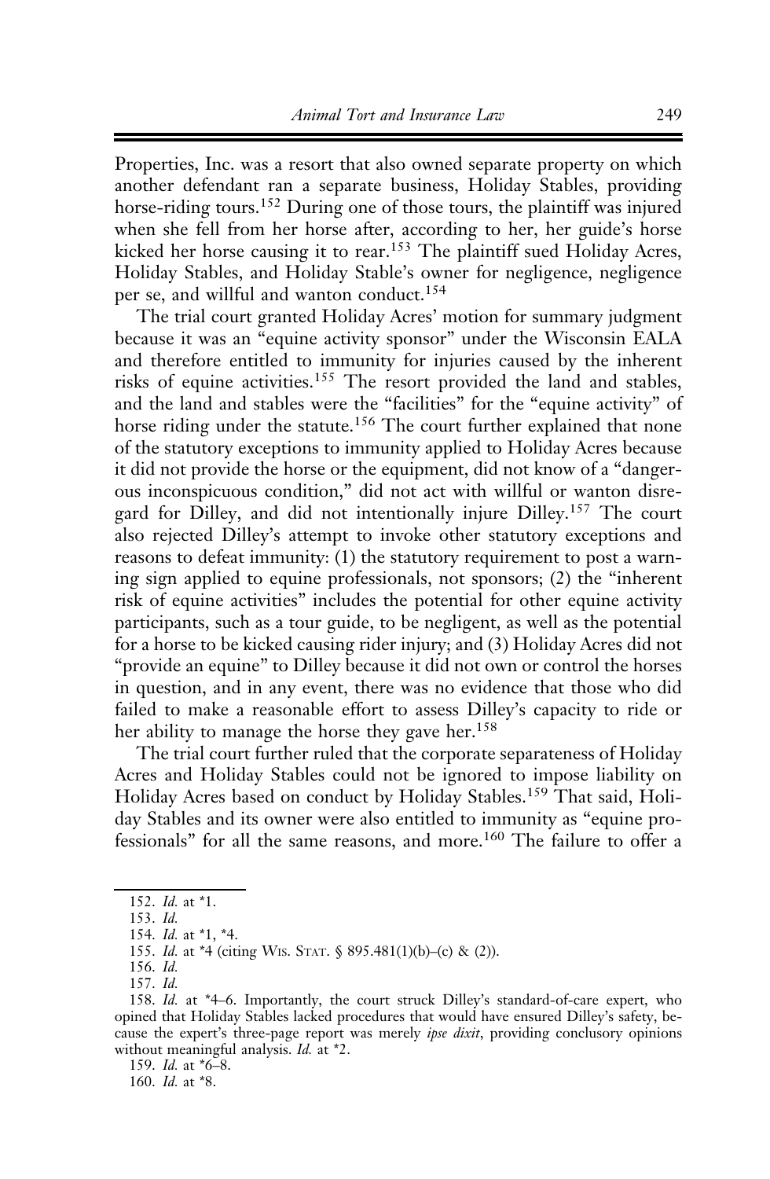Properties, Inc. was a resort that also owned separate property on which another defendant ran a separate business, Holiday Stables, providing horse-riding tours.[152] During one of those tours, the plaintiff was injured when she fell from her horse after, according to her, her guide's horse kicked her horse causing it to rear.[153] The plaintiff sued Holiday Acres, Holiday Stables, and Holiday Stable's owner for negligence, negligence per se, and willful and wanton conduct.[154]

The trial court granted Holiday Acres' motion for summary judgment because it was an "equine activity sponsor" under the Wisconsin EALA and therefore entitled to immunity for injuries caused by the inherent risks of equine activities.[155] The resort provided the land and stables, and the land and stables were the "facilities" for the "equine activity" of horse riding under the statute.[156] The court further explained that none of the statutory exceptions to immunity applied to Holiday Acres because it did not provide the horse or the equipment, did not know of a "dangerous inconspicuous condition," did not act with willful or wanton disregard for Dilley, and did not intentionally injure Dilley.[157] The court also rejected Dilley's attempt to invoke other statutory exceptions and reasons to defeat immunity: (1) the statutory requirement to post a warning sign applied to equine professionals, not sponsors; (2) the "inherent risk of equine activities" includes the potential for other equine activity participants, such as a tour guide, to be negligent, as well as the potential for a horse to be kicked causing rider injury; and (3) Holiday Acres did not "provide an equine" to Dilley because it did not own or control the horses in question, and in any event, there was no evidence that those who did failed to make a reasonable effort to assess Dilley's capacity to ride or her ability to manage the horse they gave her.[158]

The trial court further ruled that the corporate separateness of Holiday Acres and Holiday Stables could not be ignored to impose liability on Holiday Acres based on conduct by Holiday Stables.[159] That said, Holiday Stables and its owner were also entitled to immunity as "equine professionals" for all the same reasons, and more.[160] The failure to offer a

---

152. *Id.* at *1.

153. *Id.*

154. *Id.* at *1, *4.

155. *Id.* at *4 (citing WIS. STAT. § 895.481(1)(b)–(c) & (2)).

156. *Id.*

157. *Id.*

158. *Id.* at *4–6. Importantly, the court struck Dilley's standard-of-care expert, who opined that Holiday Stables lacked procedures that would have ensured Dilley's safety, because the expert's three-page report was merely *ipse dixit*, providing conclusory opinions without meaningful analysis. *Id.* at *2.

159. *Id.* at *6–8.

160. *Id.* at *8.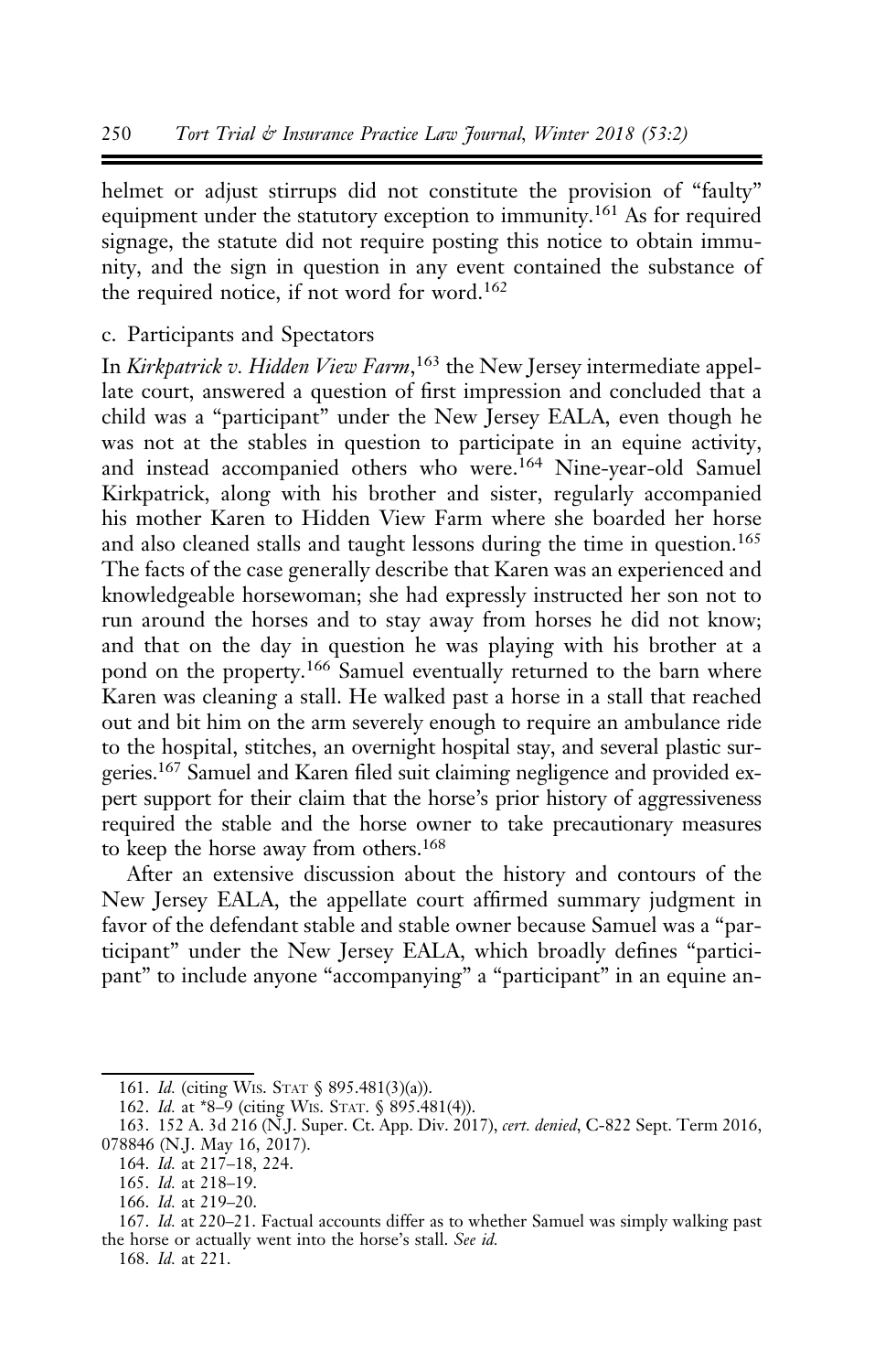helmet or adjust stirrups did not constitute the provision of "faulty" equipment under the statutory exception to immunity.[161] As for required signage, the statute did not require posting this notice to obtain immunity, and the sign in question in any event contained the substance of the required notice, if not word for word.[162]

### c. Participants and Spectators

In *Kirkpatrick v. Hidden View Farm*,[163] the New Jersey intermediate appellate court, answered a question of first impression and concluded that a child was a "participant" under the New Jersey EALA, even though he was not at the stables in question to participate in an equine activity, and instead accompanied others who were.[164] Nine-year-old Samuel Kirkpatrick, along with his brother and sister, regularly accompanied his mother Karen to Hidden View Farm where she boarded her horse and also cleaned stalls and taught lessons during the time in question.[165] The facts of the case generally describe that Karen was an experienced and knowledgeable horsewoman; she had expressly instructed her son not to run around the horses and to stay away from horses he did not know; and that on the day in question he was playing with his brother at a pond on the property.[166] Samuel eventually returned to the barn where Karen was cleaning a stall. He walked past a horse in a stall that reached out and bit him on the arm severely enough to require an ambulance ride to the hospital, stitches, an overnight hospital stay, and several plastic surgeries.[167] Samuel and Karen filed suit claiming negligence and provided expert support for their claim that the horse's prior history of aggressiveness required the stable and the horse owner to take precautionary measures to keep the horse away from others.[168]

After an extensive discussion about the history and contours of the New Jersey EALA, the appellate court affirmed summary judgment in favor of the defendant stable and stable owner because Samuel was a "participant" under the New Jersey EALA, which broadly defines "participant" to include anyone "accompanying" a "participant" in an equine an-

---

161. *Id.* (citing WIS. STAT § 895.481(3)(a)).

162. *Id.* at *8–9 (citing WIS. STAT. § 895.481(4)).

163. 152 A. 3d 216 (N.J. Super. Ct. App. Div. 2017), *cert. denied*, C-822 Sept. Term 2016, 078846 (N.J. May 16, 2017).

164. *Id.* at 217–18, 224.

165. *Id.* at 218–19.

166. *Id.* at 219–20.

167. *Id.* at 220–21. Factual accounts differ as to whether Samuel was simply walking past the horse or actually went into the horse's stall. *See id.*

168. *Id.* at 221.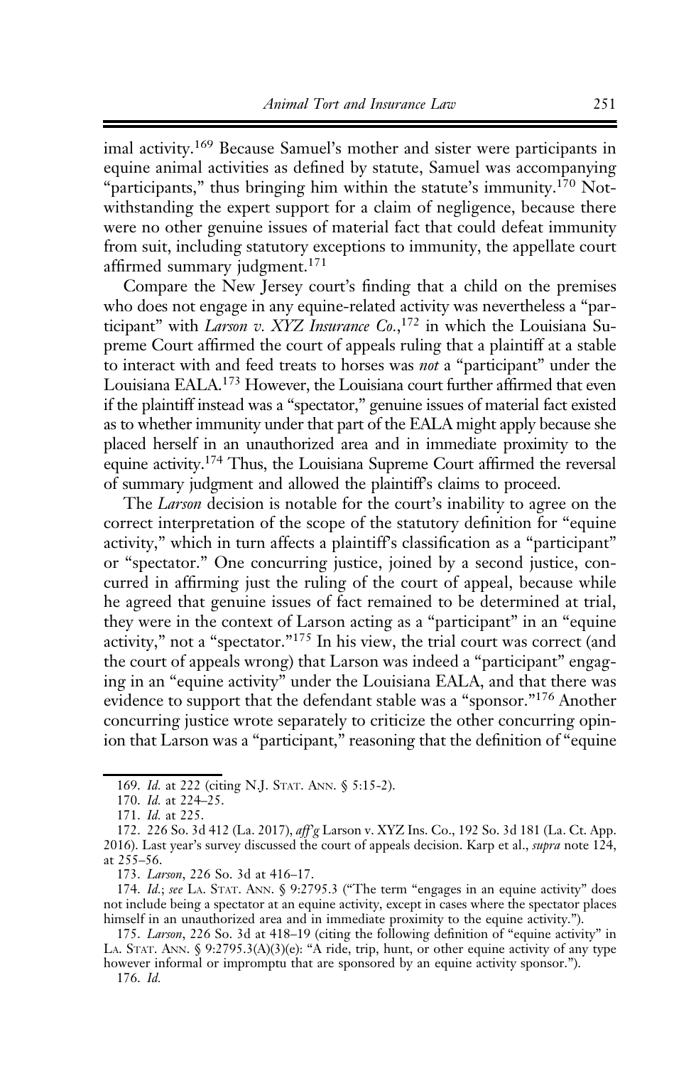imal activity.[169] Because Samuel's mother and sister were participants in equine animal activities as defined by statute, Samuel was accompanying "participants," thus bringing him within the statute's immunity.[170] Notwithstanding the expert support for a claim of negligence, because there were no other genuine issues of material fact that could defeat immunity from suit, including statutory exceptions to immunity, the appellate court affirmed summary judgment.[171]

Compare the New Jersey court's finding that a child on the premises who does not engage in any equine-related activity was nevertheless a "participant" with *Larson v. XYZ Insurance Co.*,[172] in which the Louisiana Supreme Court affirmed the court of appeals ruling that a plaintiff at a stable to interact with and feed treats to horses was *not* a "participant" under the Louisiana EALA.[173] However, the Louisiana court further affirmed that even if the plaintiff instead was a "spectator," genuine issues of material fact existed as to whether immunity under that part of the EALA might apply because she placed herself in an unauthorized area and in immediate proximity to the equine activity.[174] Thus, the Louisiana Supreme Court affirmed the reversal of summary judgment and allowed the plaintiff's claims to proceed.

The *Larson* decision is notable for the court's inability to agree on the correct interpretation of the scope of the statutory definition for "equine activity," which in turn affects a plaintiff's classification as a "participant" or "spectator." One concurring justice, joined by a second justice, concurred in affirming just the ruling of the court of appeal, because while he agreed that genuine issues of fact remained to be determined at trial, they were in the context of Larson acting as a "participant" in an "equine activity," not a "spectator."[175] In his view, the trial court was correct (and the court of appeals wrong) that Larson was indeed a "participant" engaging in an "equine activity" under the Louisiana EALA, and that there was evidence to support that the defendant stable was a "sponsor."[176] Another concurring justice wrote separately to criticize the other concurring opinion that Larson was a "participant," reasoning that the definition of "equine

---

169. *Id.* at 222 (citing N.J. Stat. Ann. § 5:15-2).

170. *Id.* at 224–25.

171. *Id.* at 225.

172. 226 So. 3d 412 (La. 2017), *aff'g* Larson v. XYZ Ins. Co., 192 So. 3d 181 (La. Ct. App. 2016). Last year's survey discussed the court of appeals decision. Karp et al., *supra* note 124, at 255–56.

173. *Larson*, 226 So. 3d at 416–17.

174. *Id.*; *see* La. Stat. Ann. § 9:2795.3 ("The term "engages in an equine activity" does not include being a spectator at an equine activity, except in cases where the spectator places himself in an unauthorized area and in immediate proximity to the equine activity.").

175. *Larson*, 226 So. 3d at 418–19 (citing the following definition of "equine activity" in La. Stat. Ann. § 9:2795.3(A)(3)(e): "A ride, trip, hunt, or other equine activity of any type however informal or impromptu that are sponsored by an equine activity sponsor.").

176. *Id.*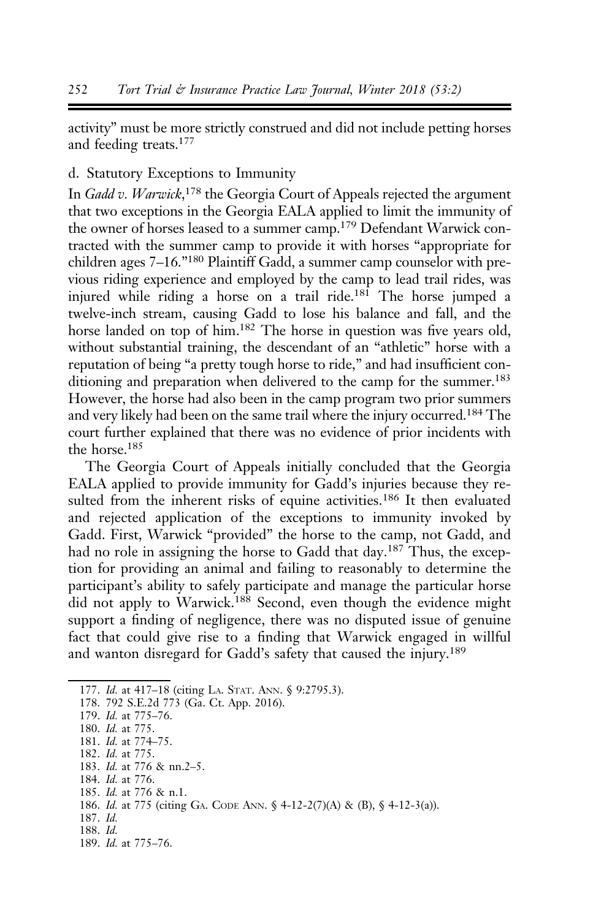activity" must be more strictly construed and did not include petting horses and feeding treats.[177]

### d. Statutory Exceptions to Immunity

In *Gadd v. Warwick*,[178] the Georgia Court of Appeals rejected the argument that two exceptions in the Georgia EALA applied to limit the immunity of the owner of horses leased to a summer camp.[179] Defendant Warwick contracted with the summer camp to provide it with horses "appropriate for children ages 7–16."[180] Plaintiff Gadd, a summer camp counselor with previous riding experience and employed by the camp to lead trail rides, was injured while riding a horse on a trail ride.[181] The horse jumped a twelve-inch stream, causing Gadd to lose his balance and fall, and the horse landed on top of him.[182] The horse in question was five years old, without substantial training, the descendant of an "athletic" horse with a reputation of being "a pretty tough horse to ride," and had insufficient conditioning and preparation when delivered to the camp for the summer.[183] However, the horse had also been in the camp program two prior summers and very likely had been on the same trail where the injury occurred.[184] The court further explained that there was no evidence of prior incidents with the horse.[185]

The Georgia Court of Appeals initially concluded that the Georgia EALA applied to provide immunity for Gadd's injuries because they resulted from the inherent risks of equine activities.[186] It then evaluated and rejected application of the exceptions to immunity invoked by Gadd. First, Warwick "provided" the horse to the camp, not Gadd, and had no role in assigning the horse to Gadd that day.[187] Thus, the exception for providing an animal and failing to reasonably to determine the participant's ability to safely participate and manage the particular horse did not apply to Warwick.[188] Second, even though the evidence might support a finding of negligence, there was no disputed issue of genuine fact that could give rise to a finding that Warwick engaged in willful and wanton disregard for Gadd's safety that caused the injury.[189]

---

177. *Id.* at 417–18 (citing La. Stat. Ann. § 9:2795.3).
178. 792 S.E.2d 773 (Ga. Ct. App. 2016).
179. *Id.* at 775–76.
180. *Id.* at 775.
181. *Id.* at 774–75.
182. *Id.* at 775.
183. *Id.* at 776 & nn.2–5.
184. *Id.* at 776.
185. *Id.* at 776 & n.1.
186. *Id.* at 775 (citing Ga. Code Ann. § 4-12-2(7)(A) & (B), § 4-12-3(a)).
187. *Id.*
188. *Id.*
189. *Id.* at 775–76.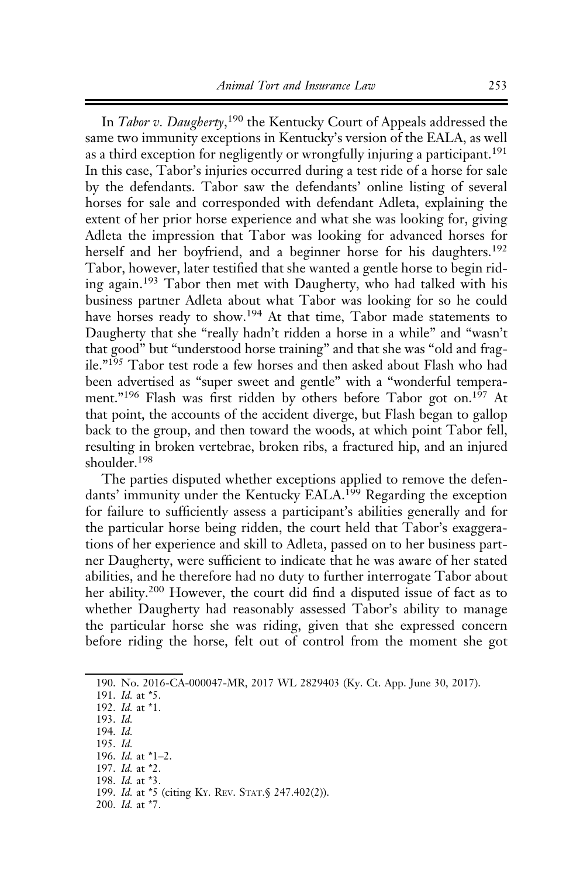In *Tabor v. Daugherty*,[190] the Kentucky Court of Appeals addressed the same two immunity exceptions in Kentucky's version of the EALA, as well as a third exception for negligently or wrongfully injuring a participant.[191] In this case, Tabor's injuries occurred during a test ride of a horse for sale by the defendants. Tabor saw the defendants' online listing of several horses for sale and corresponded with defendant Adleta, explaining the extent of her prior horse experience and what she was looking for, giving Adleta the impression that Tabor was looking for advanced horses for herself and her boyfriend, and a beginner horse for his daughters.[192] Tabor, however, later testified that she wanted a gentle horse to begin riding again.[193] Tabor then met with Daugherty, who had talked with his business partner Adleta about what Tabor was looking for so he could have horses ready to show.[194] At that time, Tabor made statements to Daugherty that she "really hadn't ridden a horse in a while" and "wasn't that good" but "understood horse training" and that she was "old and fragile."[195] Tabor test rode a few horses and then asked about Flash who had been advertised as "super sweet and gentle" with a "wonderful temperament."[196] Flash was first ridden by others before Tabor got on.[197] At that point, the accounts of the accident diverge, but Flash began to gallop back to the group, and then toward the woods, at which point Tabor fell, resulting in broken vertebrae, broken ribs, a fractured hip, and an injured shoulder.[198]

The parties disputed whether exceptions applied to remove the defendants' immunity under the Kentucky EALA.[199] Regarding the exception for failure to sufficiently assess a participant's abilities generally and for the particular horse being ridden, the court held that Tabor's exaggerations of her experience and skill to Adleta, passed on to her business partner Daugherty, were sufficient to indicate that he was aware of her stated abilities, and he therefore had no duty to further interrogate Tabor about her ability.[200] However, the court did find a disputed issue of fact as to whether Daugherty had reasonably assessed Tabor's ability to manage the particular horse she was riding, given that she expressed concern before riding the horse, felt out of control from the moment she got

190. No. 2016-CA-000047-MR, 2017 WL 2829403 (Ky. Ct. App. June 30, 2017).
191. *Id.* at *5.
192. *Id.* at *1.
193. *Id.*
194. *Id.*
195. *Id.*
196. *Id.* at *1–2.
197. *Id.* at *2.
198. *Id.* at *3.
199. *Id.* at *5 (citing KY. REV. STAT.§ 247.402(2)).
200. *Id.* at *7.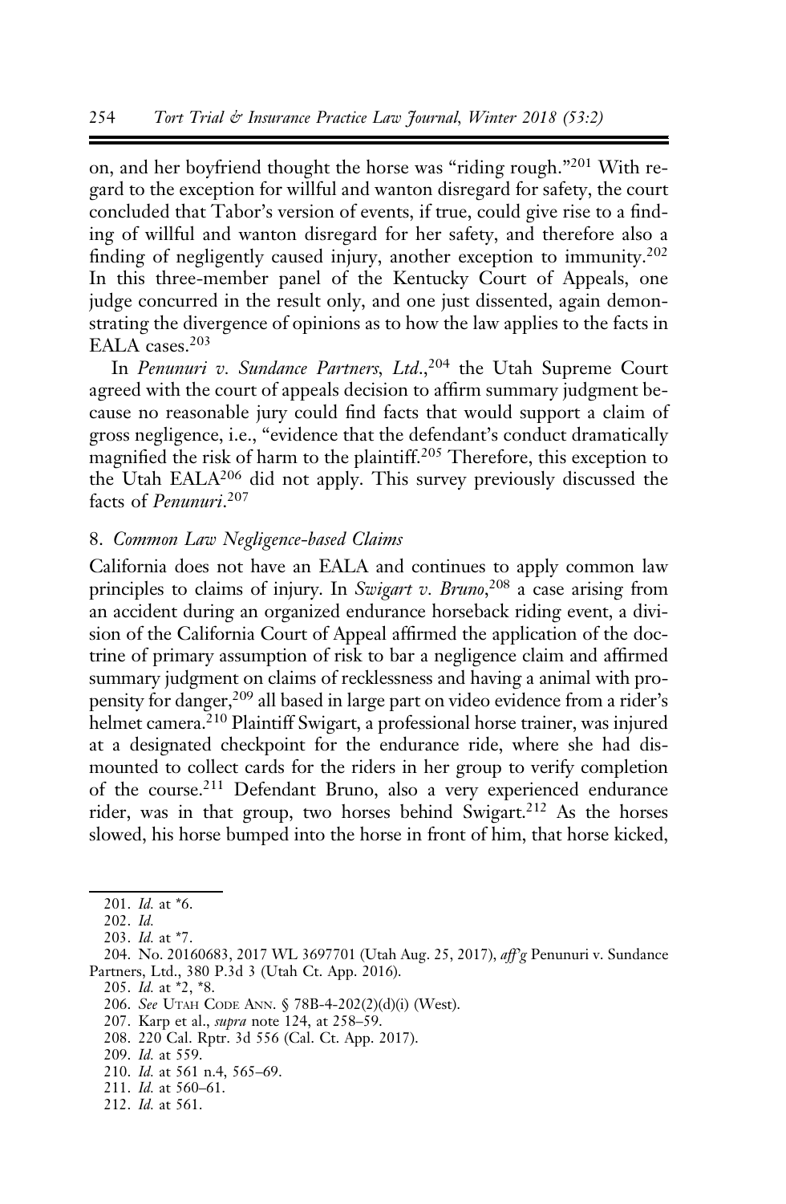on, and her boyfriend thought the horse was "riding rough."[201] With regard to the exception for willful and wanton disregard for safety, the court concluded that Tabor's version of events, if true, could give rise to a finding of willful and wanton disregard for her safety, and therefore also a finding of negligently caused injury, another exception to immunity.[202] In this three-member panel of the Kentucky Court of Appeals, one judge concurred in the result only, and one just dissented, again demonstrating the divergence of opinions as to how the law applies to the facts in EALA cases.[203]

In *Penunuri v. Sundance Partners, Ltd.*,[204] the Utah Supreme Court agreed with the court of appeals decision to affirm summary judgment because no reasonable jury could find facts that would support a claim of gross negligence, i.e., "evidence that the defendant's conduct dramatically magnified the risk of harm to the plaintiff.[205] Therefore, this exception to the Utah EALA[206] did not apply. This survey previously discussed the facts of *Penunuri*.[207]

### 8. *Common Law Negligence-based Claims*

California does not have an EALA and continues to apply common law principles to claims of injury. In *Swigart v. Bruno*,[208] a case arising from an accident during an organized endurance horseback riding event, a division of the California Court of Appeal affirmed the application of the doctrine of primary assumption of risk to bar a negligence claim and affirmed summary judgment on claims of recklessness and having a animal with propensity for danger,[209] all based in large part on video evidence from a rider's helmet camera.[210] Plaintiff Swigart, a professional horse trainer, was injured at a designated checkpoint for the endurance ride, where she had dismounted to collect cards for the riders in her group to verify completion of the course.[211] Defendant Bruno, also a very experienced endurance rider, was in that group, two horses behind Swigart.[212] As the horses slowed, his horse bumped into the horse in front of him, that horse kicked,

---

201. *Id.* at *6.
202. *Id.*
203. *Id.* at *7.
204. No. 20160683, 2017 WL 3697701 (Utah Aug. 25, 2017), *aff'g* Penunuri v. Sundance Partners, Ltd., 380 P.3d 3 (Utah Ct. App. 2016).
205. *Id.* at *2, *8.
206. *See* Utah Code Ann. § 78B-4-202(2)(d)(i) (West).
207. Karp et al., *supra* note 124, at 258–59.
208. 220 Cal. Rptr. 3d 556 (Cal. Ct. App. 2017).
209. *Id.* at 559.
210. *Id.* at 561 n.4, 565–69.
211. *Id.* at 560–61.
212. *Id.* at 561.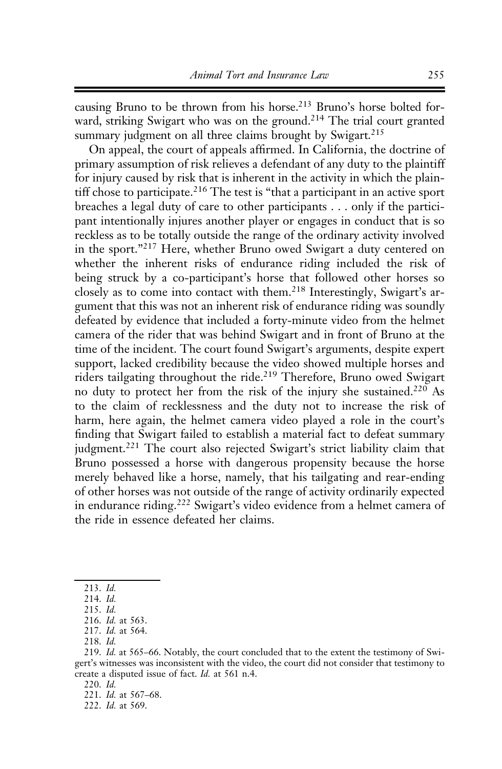causing Bruno to be thrown from his horse.[213] Bruno's horse bolted forward, striking Swigart who was on the ground.[214] The trial court granted summary judgment on all three claims brought by Swigart.[215]

On appeal, the court of appeals affirmed. In California, the doctrine of primary assumption of risk relieves a defendant of any duty to the plaintiff for injury caused by risk that is inherent in the activity in which the plaintiff chose to participate.[216] The test is "that a participant in an active sport breaches a legal duty of care to other participants . . . only if the participant intentionally injures another player or engages in conduct that is so reckless as to be totally outside the range of the ordinary activity involved in the sport."[217] Here, whether Bruno owed Swigart a duty centered on whether the inherent risks of endurance riding included the risk of being struck by a co-participant's horse that followed other horses so closely as to come into contact with them.[218] Interestingly, Swigart's argument that this was not an inherent risk of endurance riding was soundly defeated by evidence that included a forty-minute video from the helmet camera of the rider that was behind Swigart and in front of Bruno at the time of the incident. The court found Swigart's arguments, despite expert support, lacked credibility because the video showed multiple horses and riders tailgating throughout the ride.[219] Therefore, Bruno owed Swigart no duty to protect her from the risk of the injury she sustained.[220] As to the claim of recklessness and the duty not to increase the risk of harm, here again, the helmet camera video played a role in the court's finding that Swigart failed to establish a material fact to defeat summary judgment.[221] The court also rejected Swigart's strict liability claim that Bruno possessed a horse with dangerous propensity because the horse merely behaved like a horse, namely, that his tailgating and rear-ending of other horses was not outside of the range of activity ordinarily expected in endurance riding.[222] Swigart's video evidence from a helmet camera of the ride in essence defeated her claims.

---

213. *Id.*

214. *Id.*

215. *Id.*

216. *Id.* at 563.

217. *Id.* at 564.

218. *Id.*

219. *Id.* at 565–66. Notably, the court concluded that to the extent the testimony of Swigart's witnesses was inconsistent with the video, the court did not consider that testimony to create a disputed issue of fact. *Id.* at 561 n.4.

220. *Id.*

221. *Id.* at 567–68.

222. *Id.* at 569.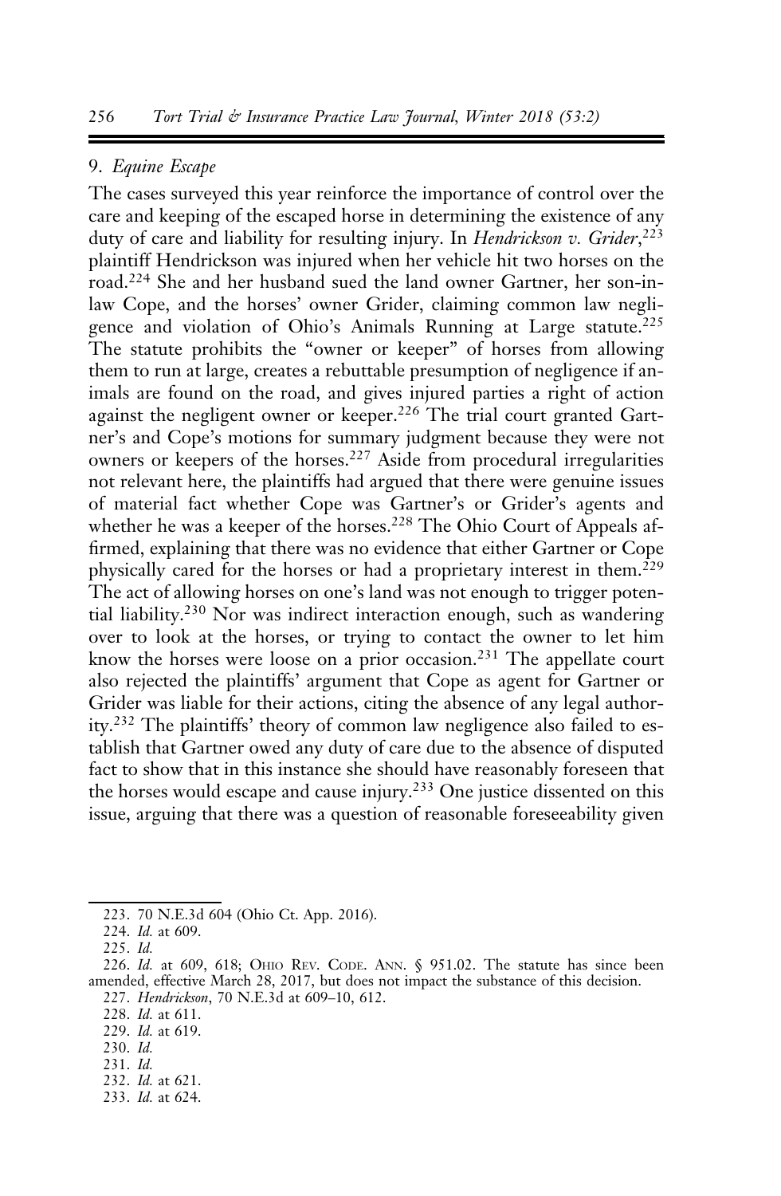### 9. *Equine Escape*

The cases surveyed this year reinforce the importance of control over the care and keeping of the escaped horse in determining the existence of any duty of care and liability for resulting injury. In *Hendrickson v. Grider*,[223] plaintiff Hendrickson was injured when her vehicle hit two horses on the road.[224] She and her husband sued the land owner Gartner, her son-in-law Cope, and the horses' owner Grider, claiming common law negligence and violation of Ohio's Animals Running at Large statute.[225] The statute prohibits the "owner or keeper" of horses from allowing them to run at large, creates a rebuttable presumption of negligence if animals are found on the road, and gives injured parties a right of action against the negligent owner or keeper.[226] The trial court granted Gartner's and Cope's motions for summary judgment because they were not owners or keepers of the horses.[227] Aside from procedural irregularities not relevant here, the plaintiffs had argued that there were genuine issues of material fact whether Cope was Gartner's or Grider's agents and whether he was a keeper of the horses.[228] The Ohio Court of Appeals affirmed, explaining that there was no evidence that either Gartner or Cope physically cared for the horses or had a proprietary interest in them.[229] The act of allowing horses on one's land was not enough to trigger potential liability.[230] Nor was indirect interaction enough, such as wandering over to look at the horses, or trying to contact the owner to let him know the horses were loose on a prior occasion.[231] The appellate court also rejected the plaintiffs' argument that Cope as agent for Gartner or Grider was liable for their actions, citing the absence of any legal authority.[232] The plaintiffs' theory of common law negligence also failed to establish that Gartner owed any duty of care due to the absence of disputed fact to show that in this instance she should have reasonably foreseen that the horses would escape and cause injury.[233] One justice dissented on this issue, arguing that there was a question of reasonable foreseeability given

---

223. 70 N.E.3d 604 (Ohio Ct. App. 2016).

224. *Id.* at 609.

225. *Id.*

226. *Id.* at 609, 618; Ohio Rev. Code. Ann. § 951.02. The statute has since been amended, effective March 28, 2017, but does not impact the substance of this decision.

227. *Hendrickson*, 70 N.E.3d at 609–10, 612.

228. *Id.* at 611.

229. *Id.* at 619.

230. *Id.*

231. *Id.*

232. *Id.* at 621.

233. *Id.* at 624.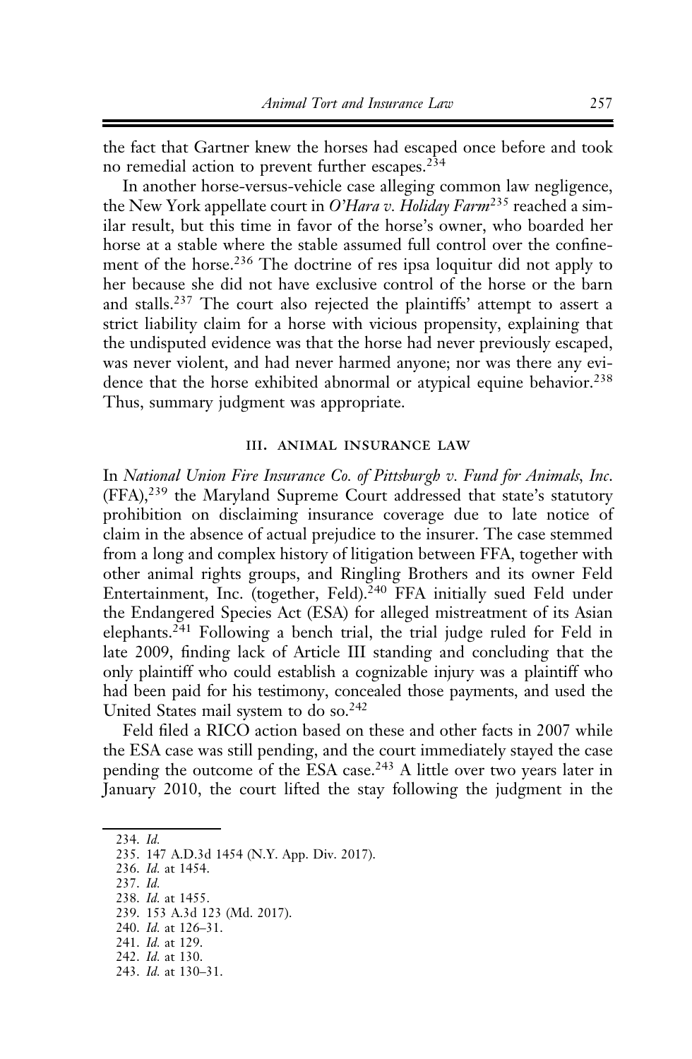the fact that Gartner knew the horses had escaped once before and took no remedial action to prevent further escapes.[234]

In another horse-versus-vehicle case alleging common law negligence, the New York appellate court in *O'Hara v. Holiday Farm*[235] reached a similar result, but this time in favor of the horse's owner, who boarded her horse at a stable where the stable assumed full control over the confinement of the horse.[236] The doctrine of res ipsa loquitur did not apply to her because she did not have exclusive control of the horse or the barn and stalls.[237] The court also rejected the plaintiffs' attempt to assert a strict liability claim for a horse with vicious propensity, explaining that the undisputed evidence was that the horse had never previously escaped, was never violent, and had never harmed anyone; nor was there any evidence that the horse exhibited abnormal or atypical equine behavior.[238] Thus, summary judgment was appropriate.

## III. Animal Insurance Law

In *National Union Fire Insurance Co. of Pittsburgh v. Fund for Animals, Inc.* (FFA),[239] the Maryland Supreme Court addressed that state's statutory prohibition on disclaiming insurance coverage due to late notice of claim in the absence of actual prejudice to the insurer. The case stemmed from a long and complex history of litigation between FFA, together with other animal rights groups, and Ringling Brothers and its owner Feld Entertainment, Inc. (together, Feld).[240] FFA initially sued Feld under the Endangered Species Act (ESA) for alleged mistreatment of its Asian elephants.[241] Following a bench trial, the trial judge ruled for Feld in late 2009, finding lack of Article III standing and concluding that the only plaintiff who could establish a cognizable injury was a plaintiff who had been paid for his testimony, concealed those payments, and used the United States mail system to do so.[242]

Feld filed a RICO action based on these and other facts in 2007 while the ESA case was still pending, and the court immediately stayed the case pending the outcome of the ESA case.[243] A little over two years later in January 2010, the court lifted the stay following the judgment in the

234. *Id.*
235. 147 A.D.3d 1454 (N.Y. App. Div. 2017).
236. *Id.* at 1454.
237. *Id.*
238. *Id.* at 1455.
239. 153 A.3d 123 (Md. 2017).
240. *Id.* at 126–31.
241. *Id.* at 129.
242. *Id.* at 130.
243. *Id.* at 130–31.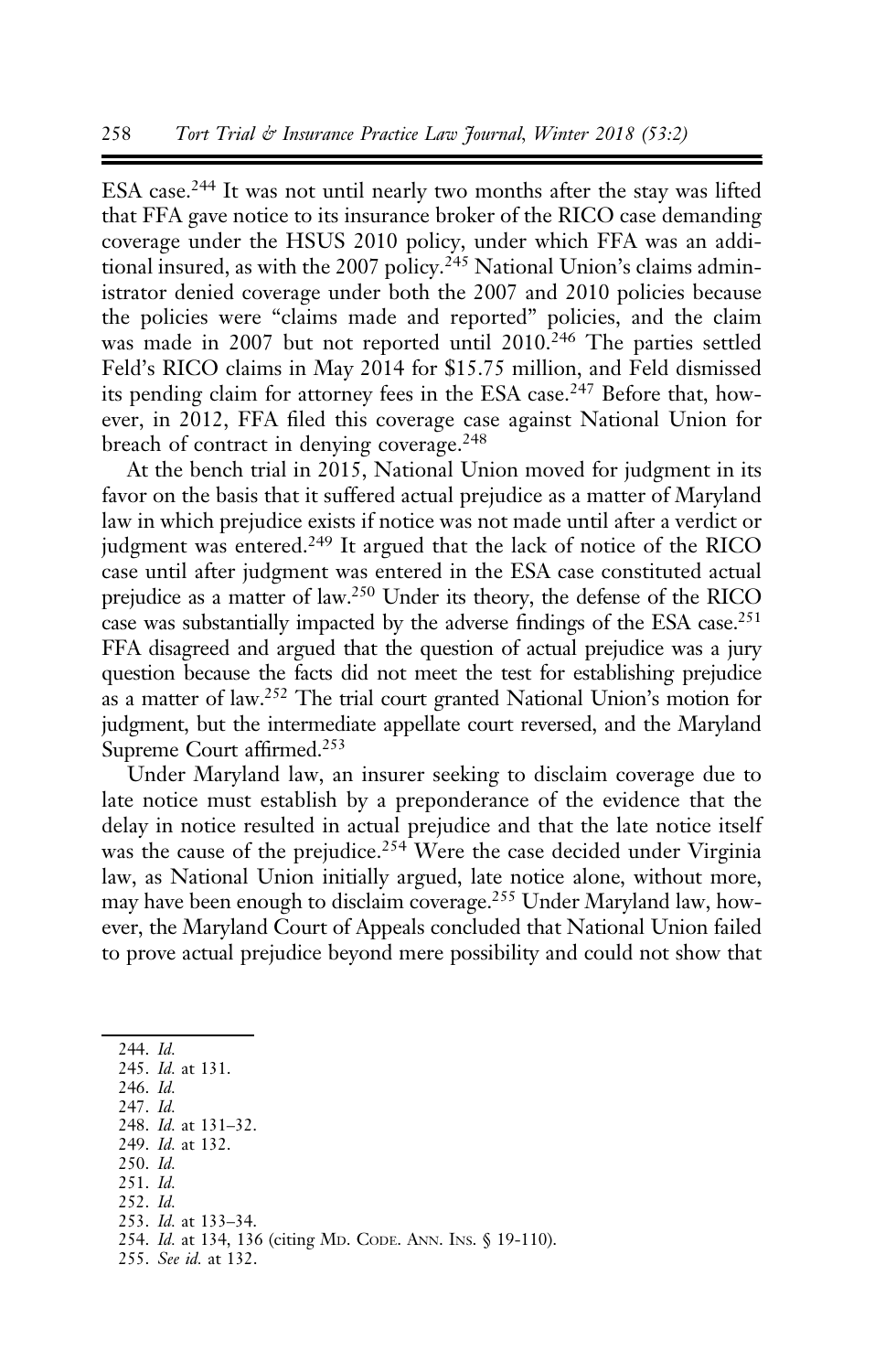ESA case.[244] It was not until nearly two months after the stay was lifted that FFA gave notice to its insurance broker of the RICO case demanding coverage under the HSUS 2010 policy, under which FFA was an additional insured, as with the 2007 policy.[245] National Union's claims administrator denied coverage under both the 2007 and 2010 policies because the policies were "claims made and reported" policies, and the claim was made in 2007 but not reported until 2010.[246] The parties settled Feld's RICO claims in May 2014 for $15.75 million, and Feld dismissed its pending claim for attorney fees in the ESA case.[247] Before that, however, in 2012, FFA filed this coverage case against National Union for breach of contract in denying coverage.[248]

At the bench trial in 2015, National Union moved for judgment in its favor on the basis that it suffered actual prejudice as a matter of Maryland law in which prejudice exists if notice was not made until after a verdict or judgment was entered.[249] It argued that the lack of notice of the RICO case until after judgment was entered in the ESA case constituted actual prejudice as a matter of law.[250] Under its theory, the defense of the RICO case was substantially impacted by the adverse findings of the ESA case.[251] FFA disagreed and argued that the question of actual prejudice was a jury question because the facts did not meet the test for establishing prejudice as a matter of law.[252] The trial court granted National Union's motion for judgment, but the intermediate appellate court reversed, and the Maryland Supreme Court affirmed.[253]

Under Maryland law, an insurer seeking to disclaim coverage due to late notice must establish by a preponderance of the evidence that the delay in notice resulted in actual prejudice and that the late notice itself was the cause of the prejudice.[254] Were the case decided under Virginia law, as National Union initially argued, late notice alone, without more, may have been enough to disclaim coverage.[255] Under Maryland law, however, the Maryland Court of Appeals concluded that National Union failed to prove actual prejudice beyond mere possibility and could not show that

---

244. *Id.*
245. *Id.* at 131.
246. *Id.*
247. *Id.*
248. *Id.* at 131–32.
249. *Id.* at 132.
250. *Id.*
251. *Id.*
252. *Id.*
253. *Id.* at 133–34.
254. *Id.* at 134, 136 (citing Md. Code. Ann. Ins. § 19-110).
255. *See id.* at 132.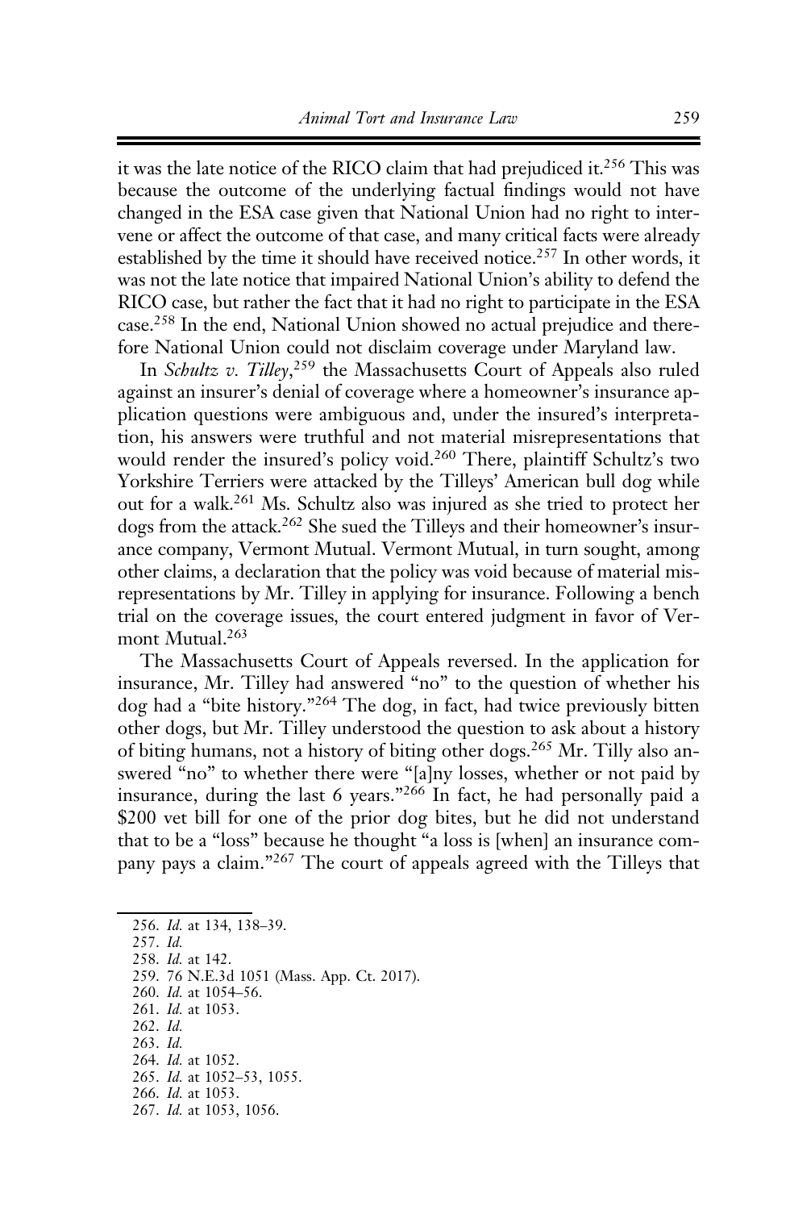it was the late notice of the RICO claim that had prejudiced it.[256] This was because the outcome of the underlying factual findings would not have changed in the ESA case given that National Union had no right to intervene or affect the outcome of that case, and many critical facts were already established by the time it should have received notice.[257] In other words, it was not the late notice that impaired National Union's ability to defend the RICO case, but rather the fact that it had no right to participate in the ESA case.[258] In the end, National Union showed no actual prejudice and therefore National Union could not disclaim coverage under Maryland law.

In *Schultz v. Tilley*,[259] the Massachusetts Court of Appeals also ruled against an insurer's denial of coverage where a homeowner's insurance application questions were ambiguous and, under the insured's interpretation, his answers were truthful and not material misrepresentations that would render the insured's policy void.[260] There, plaintiff Schultz's two Yorkshire Terriers were attacked by the Tilleys' American bull dog while out for a walk.[261] Ms. Schultz also was injured as she tried to protect her dogs from the attack.[262] She sued the Tilleys and their homeowner's insurance company, Vermont Mutual. Vermont Mutual, in turn sought, among other claims, a declaration that the policy was void because of material misrepresentations by Mr. Tilley in applying for insurance. Following a bench trial on the coverage issues, the court entered judgment in favor of Vermont Mutual.[263]

The Massachusetts Court of Appeals reversed. In the application for insurance, Mr. Tilley had answered "no" to the question of whether his dog had a "bite history."[264] The dog, in fact, had twice previously bitten other dogs, but Mr. Tilley understood the question to ask about a history of biting humans, not a history of biting other dogs.[265] Mr. Tilly also answered "no" to whether there were "[a]ny losses, whether or not paid by insurance, during the last 6 years."[266] In fact, he had personally paid a $200 vet bill for one of the prior dog bites, but he did not understand that to be a "loss" because he thought "a loss is [when] an insurance company pays a claim."[267] The court of appeals agreed with the Tilleys that

---

256. *Id.* at 134, 138–39.
257. *Id.*
258. *Id.* at 142.
259. 76 N.E.3d 1051 (Mass. App. Ct. 2017).
260. *Id.* at 1054–56.
261. *Id.* at 1053.
262. *Id.*
263. *Id.*
264. *Id.* at 1052.
265. *Id.* at 1052–53, 1055.
266. *Id.* at 1053.
267. *Id.* at 1053, 1056.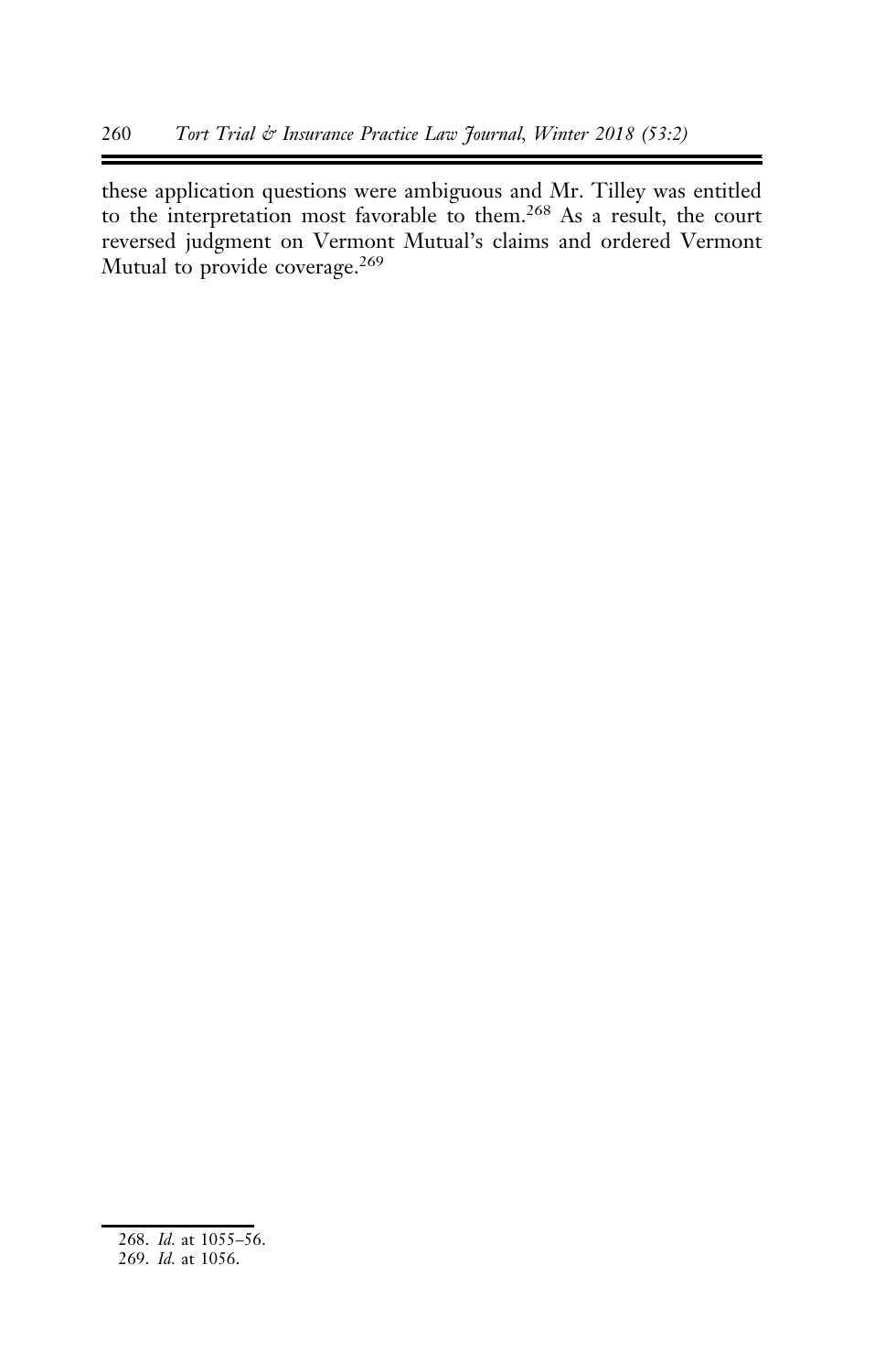these application questions were ambiguous and Mr. Tilley was entitled to the interpretation most favorable to them.[268] As a result, the court reversed judgment on Vermont Mutual's claims and ordered Vermont Mutual to provide coverage.[269]

---

268. *Id.* at 1055–56.

269. *Id.* at 1056.